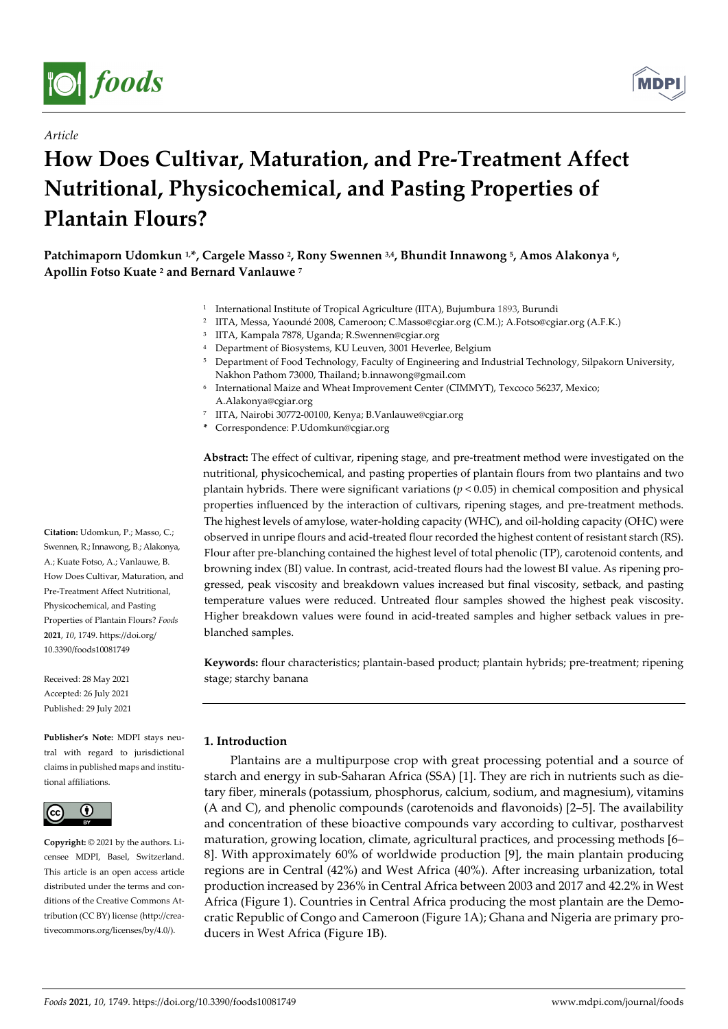*Article*

# How Does Cultivar, Maturation, and Pre-Treatment Affect Nutritional, Physicochemical, and Pasting Properties of Plantain Flours?

**Patchimaporn Udomkun [1,*], Cargele Masso [2], Rony Swennen [3,4], Bhundit Innawong [5], Amos Alakonya [6], Apollin Fotso Kuate [2] and Bernard Vanlauwe [7]**

[1] International Institute of Tropical Agriculture (IITA), Bujumbura 1893, Burundi
[2] IITA, Messa, Yaoundé 2008, Cameroon; C.Masso@cgiar.org (C.M.); A.Fotso@cgiar.org (A.F.K.)
[3] IITA, Kampala 7878, Uganda; R.Swennen@cgiar.org
[4] Department of Biosystems, KU Leuven, 3001 Heverlee, Belgium
[5] Department of Food Technology, Faculty of Engineering and Industrial Technology, Silpakorn University, Nakhon Pathom 73000, Thailand; b.innawong@gmail.com
[6] International Maize and Wheat Improvement Center (CIMMYT), Texcoco 56237, Mexico; A.Alakonya@cgiar.org
[7] IITA, Nairobi 30772-00100, Kenya; B.Vanlauwe@cgiar.org
* Correspondence: P.Udomkun@cgiar.org

**Abstract:** The effect of cultivar, ripening stage, and pre-treatment method were investigated on the nutritional, physicochemical, and pasting properties of plantain flours from two plantains and two plantain hybrids. There were significant variations ($p < 0.05$) in chemical composition and physical properties influenced by the interaction of cultivars, ripening stages, and pre-treatment methods. The highest levels of amylose, water-holding capacity (WHC), and oil-holding capacity (OHC) were observed in unripe flours and acid-treated flour recorded the highest content of resistant starch (RS). Flour after pre-blanching contained the highest level of total phenolic (TP), carotenoid contents, and browning index (BI) value. In contrast, acid-treated flours had the lowest BI value. As ripening progressed, peak viscosity and breakdown values increased but final viscosity, setback, and pasting temperature values were reduced. Untreated flour samples showed the highest peak viscosity. Higher breakdown values were found in acid-treated samples and higher setback values in pre-blanched samples.

**Keywords:** flour characteristics; plantain-based product; plantain hybrids; pre-treatment; ripening stage; starchy banana

**Citation:** Udomkun, P.; Masso, C.; Swennen, R.; Innawong, B.; Alakonya, A.; Kuate Fotso, A.; Vanlauwe, B. How Does Cultivar, Maturation, and Pre-Treatment Affect Nutritional, Physicochemical, and Pasting Properties of Plantain Flours? *Foods* **2021**, *10*, 1749. https://doi.org/10.3390/foods10081749

Received: 28 May 2021
Accepted: 26 July 2021
Published: 29 July 2021

**Publisher's Note:** MDPI stays neutral with regard to jurisdictional claims in published maps and institutional affiliations.

**Copyright:** © 2021 by the authors. Licensee MDPI, Basel, Switzerland. This article is an open access article distributed under the terms and conditions of the Creative Commons Attribution (CC BY) license (http://creativecommons.org/licenses/by/4.0/).

## 1. Introduction

Plantains are a multipurpose crop with great processing potential and a source of starch and energy in sub-Saharan Africa (SSA) [1]. They are rich in nutrients such as dietary fiber, minerals (potassium, phosphorus, calcium, sodium, and magnesium), vitamins (A and C), and phenolic compounds (carotenoids and flavonoids) [2–5]. The availability and concentration of these bioactive compounds vary according to cultivar, postharvest maturation, growing location, climate, agricultural practices, and processing methods [6–8]. With approximately 60% of worldwide production [9], the main plantain producing regions are in Central (42%) and West Africa (40%). After increasing urbanization, total production increased by 236% in Central Africa between 2003 and 2017 and 42.2% in West Africa (Figure 1). Countries in Central Africa producing the most plantain are the Democratic Republic of Congo and Cameroon (Figure 1A); Ghana and Nigeria are primary producers in West Africa (Figure 1B).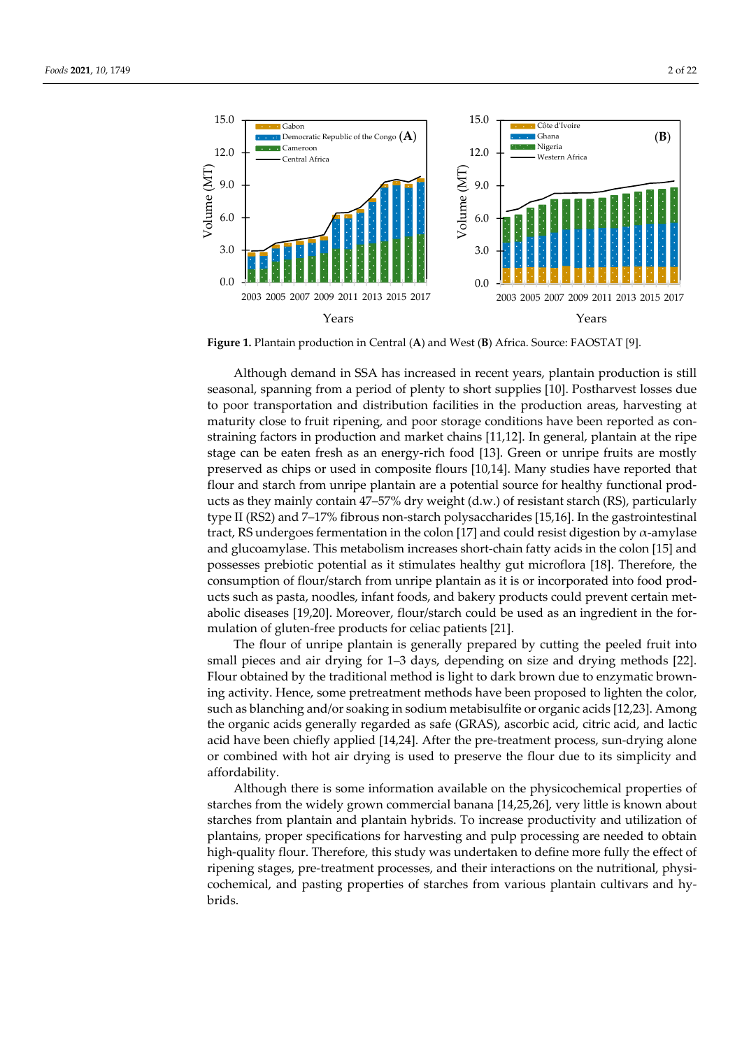**Figure 1.** Plantain production in Central (**A**) and West (**B**) Africa. Source: FAOSTAT [9].

Although demand in SSA has increased in recent years, plantain production is still seasonal, spanning from a period of plenty to short supplies [10]. Postharvest losses due to poor transportation and distribution facilities in the production areas, harvesting at maturity close to fruit ripening, and poor storage conditions have been reported as constraining factors in production and market chains [11,12]. In general, plantain at the ripe stage can be eaten fresh as an energy-rich food [13]. Green or unripe fruits are mostly preserved as chips or used in composite flours [10,14]. Many studies have reported that flour and starch from unripe plantain are a potential source for healthy functional products as they mainly contain 47–57% dry weight (d.w.) of resistant starch (RS), particularly type II (RS2) and 7–17% fibrous non-starch polysaccharides [15,16]. In the gastrointestinal tract, RS undergoes fermentation in the colon [17] and could resist digestion by $\alpha$-amylase and glucoamylase. This metabolism increases short-chain fatty acids in the colon [15] and possesses prebiotic potential as it stimulates healthy gut microflora [18]. Therefore, the consumption of flour/starch from unripe plantain as it is or incorporated into food products such as pasta, noodles, infant foods, and bakery products could prevent certain metabolic diseases [19,20]. Moreover, flour/starch could be used as an ingredient in the formulation of gluten-free products for celiac patients [21].

The flour of unripe plantain is generally prepared by cutting the peeled fruit into small pieces and air drying for 1–3 days, depending on size and drying methods [22]. Flour obtained by the traditional method is light to dark brown due to enzymatic browning activity. Hence, some pretreatment methods have been proposed to lighten the color, such as blanching and/or soaking in sodium metabisulfite or organic acids [12,23]. Among the organic acids generally regarded as safe (GRAS), ascorbic acid, citric acid, and lactic acid have been chiefly applied [14,24]. After the pre-treatment process, sun-drying alone or combined with hot air drying is used to preserve the flour due to its simplicity and affordability.

Although there is some information available on the physicochemical properties of starches from the widely grown commercial banana [14,25,26], very little is known about starches from plantain and plantain hybrids. To increase productivity and utilization of plantains, proper specifications for harvesting and pulp processing are needed to obtain high-quality flour. Therefore, this study was undertaken to define more fully the effect of ripening stages, pre-treatment processes, and their interactions on the nutritional, physicochemical, and pasting properties of starches from various plantain cultivars and hybrids.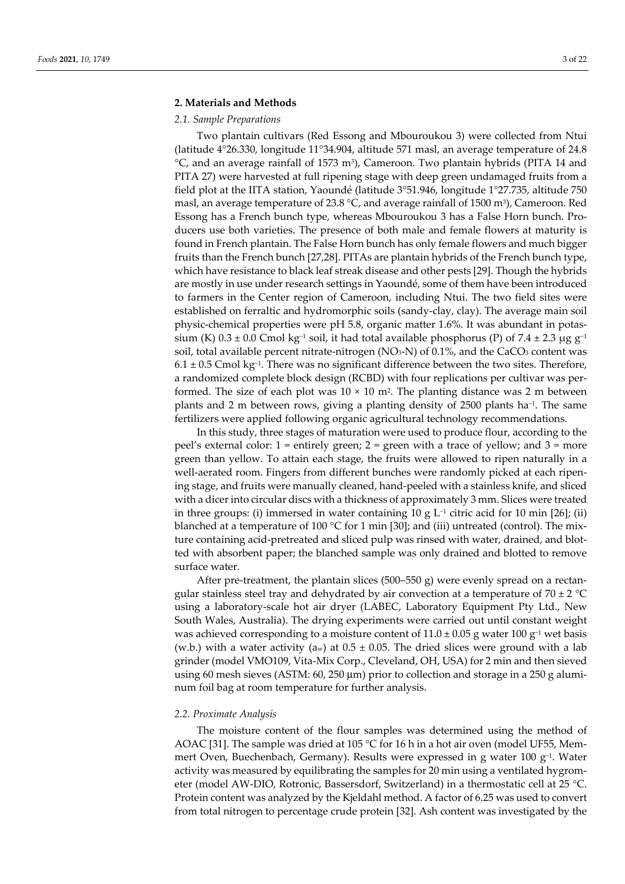## 2. Materials and Methods

### *2.1. Sample Preparations*

Two plantain cultivars (Red Essong and Mbouroukou 3) were collected from Ntui (latitude 4°26.330, longitude 11°34.904, altitude 571 masl, an average temperature of 24.8 °C, and an average rainfall of 1573 $m^3$), Cameroon. Two plantain hybrids (PITA 14 and PITA 27) were harvested at full ripening stage with deep green undamaged fruits from a field plot at the IITA station, Yaoundé (latitude 3°51.946, longitude 1°27.735, altitude 750 masl, an average temperature of 23.8 °C, and average rainfall of 1500 $m^3$), Cameroon. Red Essong has a French bunch type, whereas Mbouroukou 3 has a False Horn bunch. Producers use both varieties. The presence of both male and female flowers at maturity is found in French plantain. The False Horn bunch has only female flowers and much bigger fruits than the French bunch [27,28]. PITAs are plantain hybrids of the French bunch type, which have resistance to black leaf streak disease and other pests [29]. Though the hybrids are mostly in use under research settings in Yaoundé, some of them have been introduced to farmers in the Center region of Cameroon, including Ntui. The two field sites were established on ferraltic and hydromorphic soils (sandy-clay, clay). The average main soil physic-chemical properties were pH 5.8, organic matter 1.6%. It was abundant in potassium (K) $0.3 \pm 0.0$ Cmol $kg^{-1}$ soil, it had total available phosphorus (P) of $7.4 \pm 2.3$ μg $g^{-1}$ soil, total available percent nitrate-nitrogen ($NO_3$-N) of 0.1%, and the $CaCO_3$ content was $6.1 \pm 0.5$ Cmol $kg^{-1}$. There was no significant difference between the two sites. Therefore, a randomized complete block design (RCBD) with four replications per cultivar was performed. The size of each plot was $10 \times 10$ $m^2$. The planting distance was 2 m between plants and 2 m between rows, giving a planting density of 2500 plants $ha^{-1}$. The same fertilizers were applied following organic agricultural technology recommendations.

In this study, three stages of maturation were used to produce flour, according to the peel's external color: 1 = entirely green; 2 = green with a trace of yellow; and 3 = more green than yellow. To attain each stage, the fruits were allowed to ripen naturally in a well-aerated room. Fingers from different bunches were randomly picked at each ripening stage, and fruits were manually cleaned, hand-peeled with a stainless knife, and sliced with a dicer into circular discs with a thickness of approximately 3 mm. Slices were treated in three groups: (i) immersed in water containing 10 g $L^{-1}$ citric acid for 10 min [26]; (ii) blanched at a temperature of 100 °C for 1 min [30]; and (iii) untreated (control). The mixture containing acid-pretreated and sliced pulp was rinsed with water, drained, and blotted with absorbent paper; the blanched sample was only drained and blotted to remove surface water.

After pre-treatment, the plantain slices (500–550 g) were evenly spread on a rectangular stainless steel tray and dehydrated by air convection at a temperature of $70 \pm 2$ °C using a laboratory-scale hot air dryer (LABEC, Laboratory Equipment Pty Ltd., New South Wales, Australia). The drying experiments were carried out until constant weight was achieved corresponding to a moisture content of $11.0 \pm 0.05$ g water 100 $g^{-1}$ wet basis (w.b.) with a water activity ($a_w$) at $0.5 \pm 0.05$. The dried slices were ground with a lab grinder (model VMO109, Vita-Mix Corp., Cleveland, OH, USA) for 2 min and then sieved using 60 mesh sieves (ASTM: 60, 250 μm) prior to collection and storage in a 250 g aluminum foil bag at room temperature for further analysis.

### *2.2. Proximate Analysis*

The moisture content of the flour samples was determined using the method of AOAC [31]. The sample was dried at 105 °C for 16 h in a hot air oven (model UF55, Memmert Oven, Buechenbach, Germany). Results were expressed in g water 100 $g^{-1}$. Water activity was measured by equilibrating the samples for 20 min using a ventilated hygrometer (model AW-DIO, Rotronic, Bassersdorf, Switzerland) in a thermostatic cell at 25 °C. Protein content was analyzed by the Kjeldahl method. A factor of 6.25 was used to convert from total nitrogen to percentage crude protein [32]. Ash content was investigated by the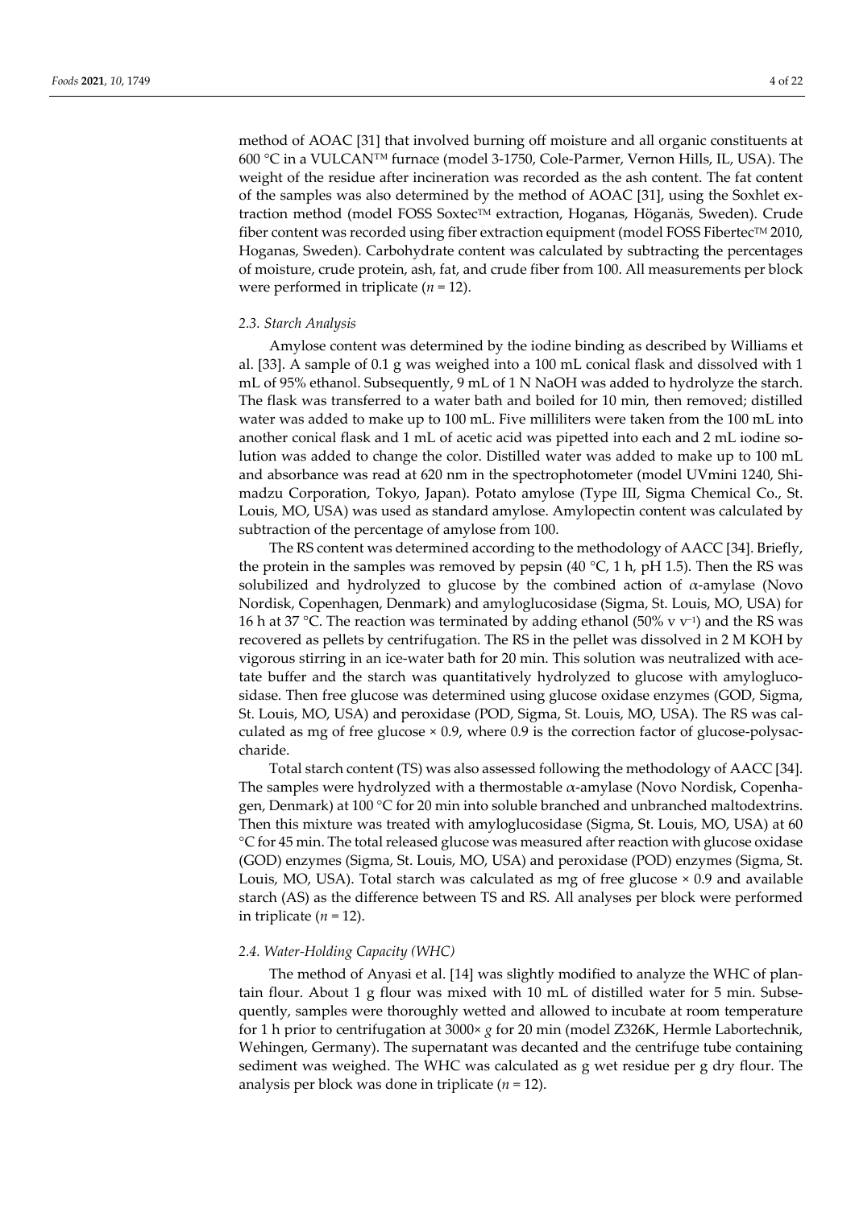method of AOAC [31] that involved burning off moisture and all organic constituents at 600 °C in a VULCAN™ furnace (model 3-1750, Cole-Parmer, Vernon Hills, IL, USA). The weight of the residue after incineration was recorded as the ash content. The fat content of the samples was also determined by the method of AOAC [31], using the Soxhlet extraction method (model FOSS Soxtec™ extraction, Hoganas, Höganäs, Sweden). Crude fiber content was recorded using fiber extraction equipment (model FOSS Fibertec™ 2010, Hoganas, Sweden). Carbohydrate content was calculated by subtracting the percentages of moisture, crude protein, ash, fat, and crude fiber from 100. All measurements per block were performed in triplicate ($n = 12$).

### 2.3. Starch Analysis

Amylose content was determined by the iodine binding as described by Williams et al. [33]. A sample of 0.1 g was weighed into a 100 mL conical flask and dissolved with 1 mL of 95% ethanol. Subsequently, 9 mL of 1 N NaOH was added to hydrolyze the starch. The flask was transferred to a water bath and boiled for 10 min, then removed; distilled water was added to make up to 100 mL. Five milliliters were taken from the 100 mL into another conical flask and 1 mL of acetic acid was pipetted into each and 2 mL iodine solution was added to change the color. Distilled water was added to make up to 100 mL and absorbance was read at 620 nm in the spectrophotometer (model UVmini 1240, Shimadzu Corporation, Tokyo, Japan). Potato amylose (Type III, Sigma Chemical Co., St. Louis, MO, USA) was used as standard amylose. Amylopectin content was calculated by subtraction of the percentage of amylose from 100.

The RS content was determined according to the methodology of AACC [34]. Briefly, the protein in the samples was removed by pepsin (40 °C, 1 h, pH 1.5). Then the RS was solubilized and hydrolyzed to glucose by the combined action of $\alpha$-amylase (Novo Nordisk, Copenhagen, Denmark) and amyloglucosidase (Sigma, St. Louis, MO, USA) for 16 h at 37 °C. The reaction was terminated by adding ethanol (50% v $v^{-1}$) and the RS was recovered as pellets by centrifugation. The RS in the pellet was dissolved in 2 M KOH by vigorous stirring in an ice-water bath for 20 min. This solution was neutralized with acetate buffer and the starch was quantitatively hydrolyzed to glucose with amyloglucosidase. Then free glucose was determined using glucose oxidase enzymes (GOD, Sigma, St. Louis, MO, USA) and peroxidase (POD, Sigma, St. Louis, MO, USA). The RS was calculated as mg of free glucose × 0.9, where 0.9 is the correction factor of glucose-polysaccharide.

Total starch content (TS) was also assessed following the methodology of AACC [34]. The samples were hydrolyzed with a thermostable $\alpha$-amylase (Novo Nordisk, Copenhagen, Denmark) at 100 °C for 20 min into soluble branched and unbranched maltodextrins. Then this mixture was treated with amyloglucosidase (Sigma, St. Louis, MO, USA) at 60 °C for 45 min. The total released glucose was measured after reaction with glucose oxidase (GOD) enzymes (Sigma, St. Louis, MO, USA) and peroxidase (POD) enzymes (Sigma, St. Louis, MO, USA). Total starch was calculated as mg of free glucose × 0.9 and available starch (AS) as the difference between TS and RS. All analyses per block were performed in triplicate ($n = 12$).

### 2.4. Water-Holding Capacity (WHC)

The method of Anyasi et al. [14] was slightly modified to analyze the WHC of plantain flour. About 1 g flour was mixed with 10 mL of distilled water for 5 min. Subsequently, samples were thoroughly wetted and allowed to incubate at room temperature for 1 h prior to centrifugation at 3000× *g* for 20 min (model Z326K, Hermle Labortechnik, Wehingen, Germany). The supernatant was decanted and the centrifuge tube containing sediment was weighed. The WHC was calculated as g wet residue per g dry flour. The analysis per block was done in triplicate ($n = 12$).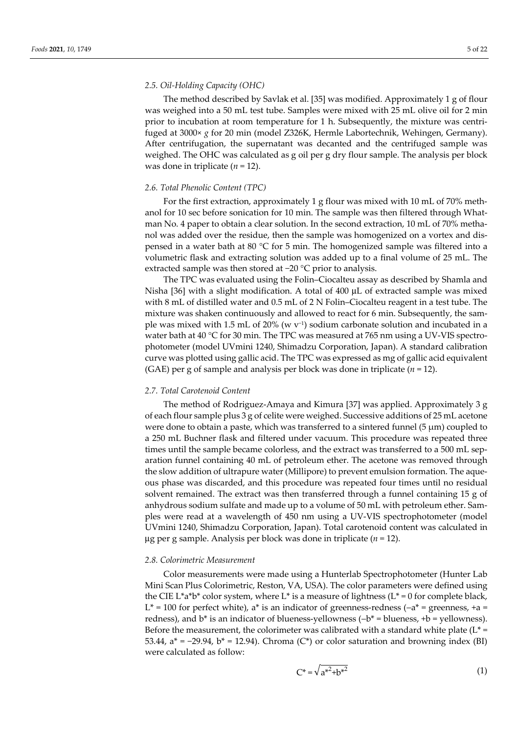### 2.5. Oil-Holding Capacity (OHC)

The method described by Savlak et al. [35] was modified. Approximately 1 g of flour was weighed into a 50 mL test tube. Samples were mixed with 25 mL olive oil for 2 min prior to incubation at room temperature for 1 h. Subsequently, the mixture was centrifuged at 3000× *g* for 20 min (model Z326K, Hermle Labortechnik, Wehingen, Germany). After centrifugation, the supernatant was decanted and the centrifuged sample was weighed. The OHC was calculated as g oil per g dry flour sample. The analysis per block was done in triplicate ($n = 12$).

### 2.6. Total Phenolic Content (TPC)

For the first extraction, approximately 1 g flour was mixed with 10 mL of 70% methanol for 10 sec before sonication for 10 min. The sample was then filtered through Whatman No. 4 paper to obtain a clear solution. In the second extraction, 10 mL of 70% methanol was added over the residue, then the sample was homogenized on a vortex and dispensed in a water bath at 80 °C for 5 min. The homogenized sample was filtered into a volumetric flask and extracting solution was added up to a final volume of 25 mL. The extracted sample was then stored at −20 °C prior to analysis.

The TPC was evaluated using the Folin–Ciocalteu assay as described by Shamla and Nisha [36] with a slight modification. A total of 400 µL of extracted sample was mixed with 8 mL of distilled water and 0.5 mL of 2 N Folin–Ciocalteu reagent in a test tube. The mixture was shaken continuously and allowed to react for 6 min. Subsequently, the sample was mixed with 1.5 mL of 20% (w $v^{-1}$) sodium carbonate solution and incubated in a water bath at 40 °C for 30 min. The TPC was measured at 765 nm using a UV-VIS spectrophotometer (model UVmini 1240, Shimadzu Corporation, Japan). A standard calibration curve was plotted using gallic acid. The TPC was expressed as mg of gallic acid equivalent (GAE) per g of sample and analysis per block was done in triplicate ($n = 12$).

### 2.7. Total Carotenoid Content

The method of Rodriguez-Amaya and Kimura [37] was applied. Approximately 3 g of each flour sample plus 3 g of celite were weighed. Successive additions of 25 mL acetone were done to obtain a paste, which was transferred to a sintered funnel (5 µm) coupled to a 250 mL Buchner flask and filtered under vacuum. This procedure was repeated three times until the sample became colorless, and the extract was transferred to a 500 mL separation funnel containing 40 mL of petroleum ether. The acetone was removed through the slow addition of ultrapure water (Millipore) to prevent emulsion formation. The aqueous phase was discarded, and this procedure was repeated four times until no residual solvent remained. The extract was then transferred through a funnel containing 15 g of anhydrous sodium sulfate and made up to a volume of 50 mL with petroleum ether. Samples were read at a wavelength of 450 nm using a UV-VIS spectrophotometer (model UVmini 1240, Shimadzu Corporation, Japan). Total carotenoid content was calculated in µg per g sample. Analysis per block was done in triplicate ($n = 12$).

### 2.8. Colorimetric Measurement

Color measurements were made using a Hunterlab Spectrophotometer (Hunter Lab Mini Scan Plus Colorimetric, Reston, VA, USA). The color parameters were defined using the CIE $L^*a^*b^*$ color system, where $L^*$ is a measure of lightness ($L^* = 0$ for complete black, $L^* = 100$ for perfect white), $a^*$ is an indicator of greenness-redness ($-a^*$ = greenness, $+a$ = redness), and $b^*$ is an indicator of blueness-yellowness ($-b^*$ = blueness, $+b$ = yellowness). Before the measurement, the colorimeter was calibrated with a standard white plate ($L^* = 53.44$, $a^* = -29.94$, $b^* = 12.94$). Chroma ($C^*$) or color saturation and browning index (BI) were calculated as follow:

$$C^* = \sqrt{a^{*2} + b^{*2}} \quad (1)$$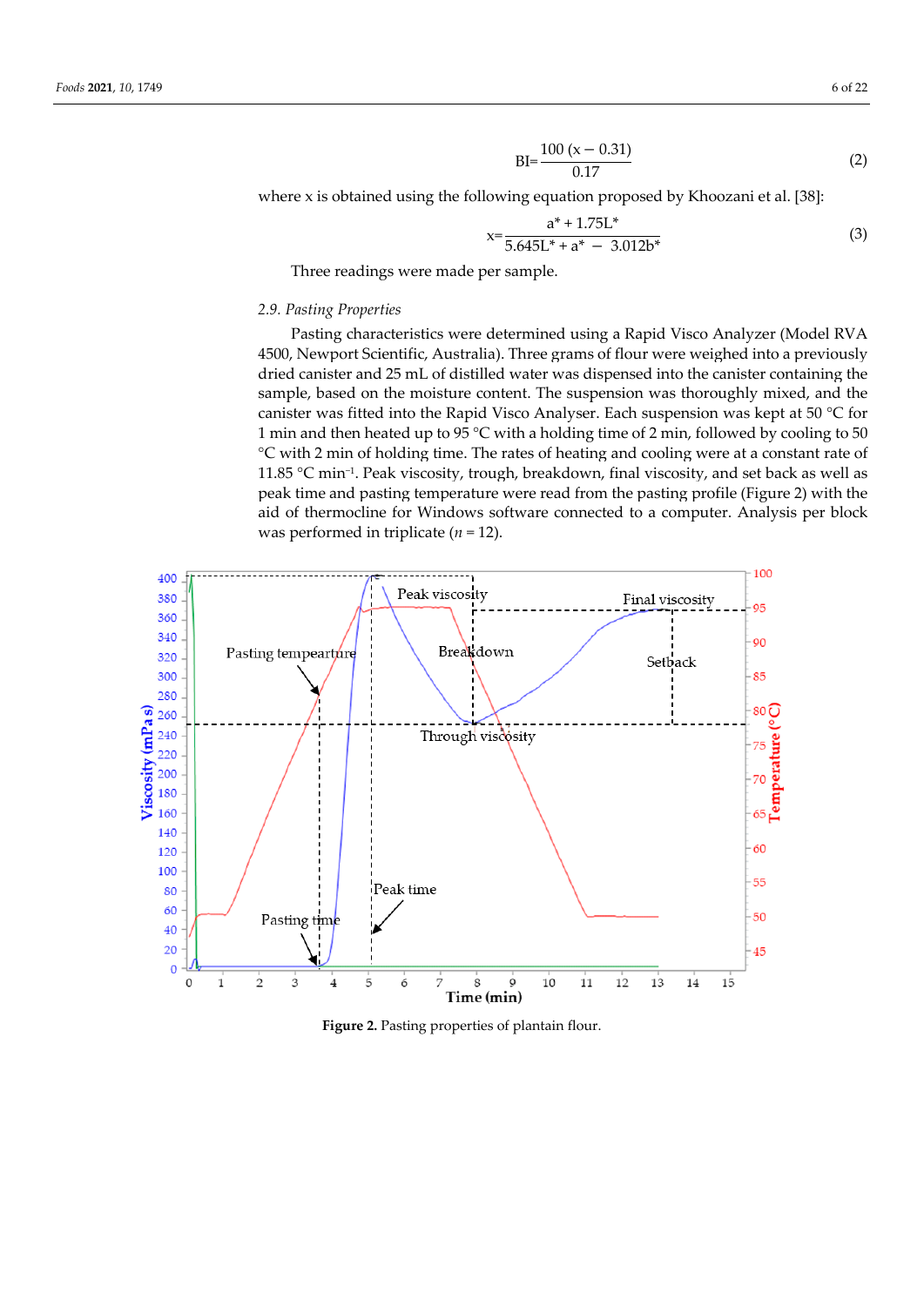$$BI = \frac{100\,(x - 0.31)}{0.17} \quad (2)$$

where x is obtained using the following equation proposed by Khoozani et al. [38]:

$$x = \frac{a^* + 1.75L^*}{5.645L^* + a^* - 3.012b^*} \quad (3)$$

Three readings were made per sample.

### *2.9. Pasting Properties*

Pasting characteristics were determined using a Rapid Visco Analyzer (Model RVA 4500, Newport Scientific, Australia). Three grams of flour were weighed into a previously dried canister and 25 mL of distilled water was dispensed into the canister containing the sample, based on the moisture content. The suspension was thoroughly mixed, and the canister was fitted into the Rapid Visco Analyser. Each suspension was kept at 50 °C for 1 min and then heated up to 95 °C with a holding time of 2 min, followed by cooling to 50 °C with 2 min of holding time. The rates of heating and cooling were at a constant rate of 11.85 °C min$^{-1}$. Peak viscosity, trough, breakdown, final viscosity, and set back as well as peak time and pasting temperature were read from the pasting profile (Figure 2) with the aid of thermocline for Windows software connected to a computer. Analysis per block was performed in triplicate ($n$ = 12).

**Figure 2.** Pasting properties of plantain flour.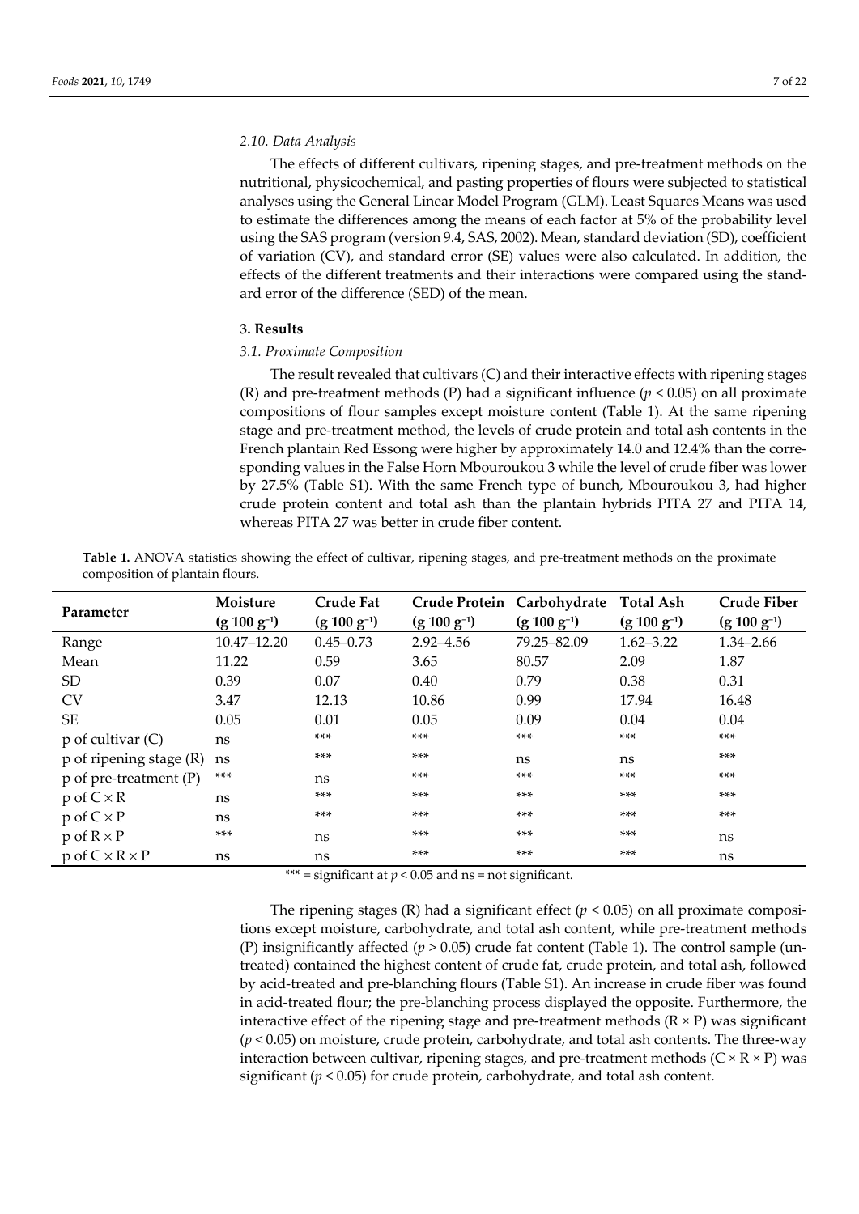### 2.10. Data Analysis

The effects of different cultivars, ripening stages, and pre-treatment methods on the nutritional, physicochemical, and pasting properties of flours were subjected to statistical analyses using the General Linear Model Program (GLM). Least Squares Means was used to estimate the differences among the means of each factor at 5% of the probability level using the SAS program (version 9.4, SAS, 2002). Mean, standard deviation (SD), coefficient of variation (CV), and standard error (SE) values were also calculated. In addition, the effects of the different treatments and their interactions were compared using the standard error of the difference (SED) of the mean.

## 3. Results

### 3.1. Proximate Composition

The result revealed that cultivars (C) and their interactive effects with ripening stages (R) and pre-treatment methods (P) had a significant influence ($p < 0.05$) on all proximate compositions of flour samples except moisture content (Table 1). At the same ripening stage and pre-treatment method, the levels of crude protein and total ash contents in the French plantain Red Essong were higher by approximately 14.0 and 12.4% than the corresponding values in the False Horn Mbouroukou 3 while the level of crude fiber was lower by 27.5% (Table S1). With the same French type of bunch, Mbouroukou 3, had higher crude protein content and total ash than the plantain hybrids PITA 27 and PITA 14, whereas PITA 27 was better in crude fiber content.

**Table 1.** ANOVA statistics showing the effect of cultivar, ripening stages, and pre-treatment methods on the proximate composition of plantain flours.

| Parameter | Moisture ($g\ 100\ g^{-1}$) | Crude Fat ($g\ 100\ g^{-1}$) | Crude Protein ($g\ 100\ g^{-1}$) | Carbohydrate ($g\ 100\ g^{-1}$) | Total Ash ($g\ 100\ g^{-1}$) | Crude Fiber ($g\ 100\ g^{-1}$) |
|---|---|---|---|---|---|---|
| Range | 10.47–12.20 | 0.45–0.73 | 2.92–4.56 | 79.25–82.09 | 1.62–3.22 | 1.34–2.66 |
| Mean | 11.22 | 0.59 | 3.65 | 80.57 | 2.09 | 1.87 |
| SD | 0.39 | 0.07 | 0.40 | 0.79 | 0.38 | 0.31 |
| CV | 3.47 | 12.13 | 10.86 | 0.99 | 17.94 | 16.48 |
| SE | 0.05 | 0.01 | 0.05 | 0.09 | 0.04 | 0.04 |
| p of cultivar (C) | ns | *** | *** | *** | *** | *** |
| p of ripening stage (R) | ns | *** | *** | ns | ns | *** |
| p of pre-treatment (P) | *** | ns | *** | *** | *** | *** |
| p of C × R | ns | *** | *** | *** | *** | *** |
| p of C × P | ns | *** | *** | *** | *** | *** |
| p of R × P | *** | ns | *** | *** | *** | ns |
| p of C × R × P | ns | ns | *** | *** | *** | ns |

*** = significant at $p < 0.05$ and ns = not significant.

The ripening stages (R) had a significant effect ($p < 0.05$) on all proximate compositions except moisture, carbohydrate, and total ash content, while pre-treatment methods (P) insignificantly affected ($p > 0.05$) crude fat content (Table 1). The control sample (untreated) contained the highest content of crude fat, crude protein, and total ash, followed by acid-treated and pre-blanching flours (Table S1). An increase in crude fiber was found in acid-treated flour; the pre-blanching process displayed the opposite. Furthermore, the interactive effect of the ripening stage and pre-treatment methods (R × P) was significant ($p < 0.05$) on moisture, crude protein, carbohydrate, and total ash contents. The three-way interaction between cultivar, ripening stages, and pre-treatment methods (C × R × P) was significant ($p < 0.05$) for crude protein, carbohydrate, and total ash content.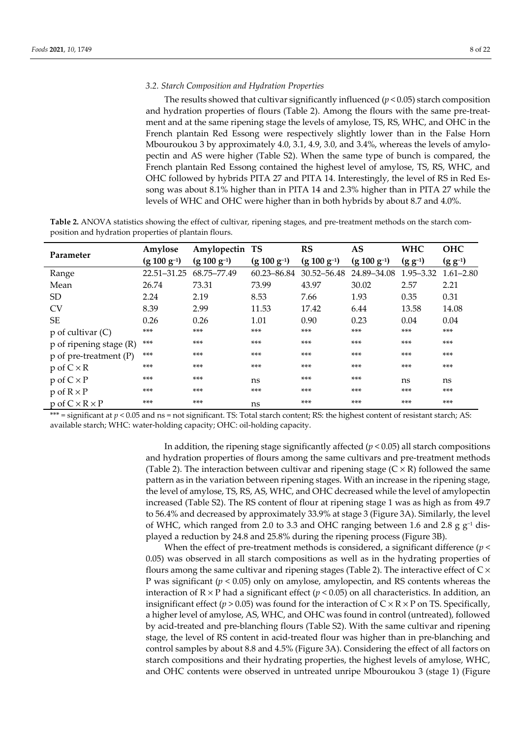### 3.2. Starch Composition and Hydration Properties

The results showed that cultivar significantly influenced ($p < 0.05$) starch composition and hydration properties of flours (Table 2). Among the flours with the same pre-treatment and at the same ripening stage the levels of amylose, TS, RS, WHC, and OHC in the French plantain Red Essong were respectively slightly lower than in the False Horn Mbouroukou 3 by approximately 4.0, 3.1, 4.9, 3.0, and 3.4%, whereas the levels of amylopectin and AS were higher (Table S2). When the same type of bunch is compared, the French plantain Red Essong contained the highest level of amylose, TS, RS, WHC, and OHC followed by hybrids PITA 27 and PITA 14. Interestingly, the level of RS in Red Essong was about 8.1% higher than in PITA 14 and 2.3% higher than in PITA 27 while the levels of WHC and OHC were higher than in both hybrids by about 8.7 and 4.0%.

**Table 2.** ANOVA statistics showing the effect of cultivar, ripening stages, and pre-treatment methods on the starch composition and hydration properties of plantain flours.

| Parameter | Amylose ($g\ 100\ g^{-1}$) | Amylopectin ($g\ 100\ g^{-1}$) | TS ($g\ 100\ g^{-1}$) | RS ($g\ 100\ g^{-1}$) | AS ($g\ 100\ g^{-1}$) | WHC ($g\ g^{-1}$) | OHC ($g\ g^{-1}$) |
|---|---|---|---|---|---|---|---|
| Range | 22.51–31.25 | 68.75–77.49 | 60.23–86.84 | 30.52–56.48 | 24.89–34.08 | 1.95–3.32 | 1.61–2.80 |
| Mean | 26.74 | 73.31 | 73.99 | 43.97 | 30.02 | 2.57 | 2.21 |
| SD | 2.24 | 2.19 | 8.53 | 7.66 | 1.93 | 0.35 | 0.31 |
| CV | 8.39 | 2.99 | 11.53 | 17.42 | 6.44 | 13.58 | 14.08 |
| SE | 0.26 | 0.26 | 1.01 | 0.90 | 0.23 | 0.04 | 0.04 |
| p of cultivar (C) | *** | *** | *** | *** | *** | *** | *** |
| p of ripening stage (R) | *** | *** | *** | *** | *** | *** | *** |
| p of pre-treatment (P) | *** | *** | *** | *** | *** | *** | *** |
| p of C × R | *** | *** | *** | *** | *** | *** | *** |
| p of C × P | *** | *** | ns | *** | *** | ns | ns |
| p of R × P | *** | *** | *** | *** | *** | *** | *** |
| p of C × R × P | *** | *** | ns | *** | *** | *** | *** |

*** = significant at $p < 0.05$ and ns = not significant. TS: Total starch content; RS: the highest content of resistant starch; AS: available starch; WHC: water-holding capacity; OHC: oil-holding capacity.

In addition, the ripening stage significantly affected ($p < 0.05$) all starch compositions and hydration properties of flours among the same cultivars and pre-treatment methods (Table 2). The interaction between cultivar and ripening stage (C × R) followed the same pattern as in the variation between ripening stages. With an increase in the ripening stage, the level of amylose, TS, RS, AS, WHC, and OHC decreased while the level of amylopectin increased (Table S2). The RS content of flour at ripening stage 1 was as high as from 49.7 to 56.4% and decreased by approximately 33.9% at stage 3 (Figure 3A). Similarly, the level of WHC, which ranged from 2.0 to 3.3 and OHC ranging between 1.6 and 2.8 $g\ g^{-1}$ displayed a reduction by 24.8 and 25.8% during the ripening process (Figure 3B).

When the effect of pre-treatment methods is considered, a significant difference ($p < 0.05$) was observed in all starch compositions as well as in the hydrating properties of flours among the same cultivar and ripening stages (Table 2). The interactive effect of C × P was significant ($p < 0.05$) only on amylose, amylopectin, and RS contents whereas the interaction of R × P had a significant effect ($p < 0.05$) on all characteristics. In addition, an insignificant effect ($p > 0.05$) was found for the interaction of C × R × P on TS. Specifically, a higher level of amylose, AS, WHC, and OHC was found in control (untreated), followed by acid-treated and pre-blanching flours (Table S2). With the same cultivar and ripening stage, the level of RS content in acid-treated flour was higher than in pre-blanching and control samples by about 8.8 and 4.5% (Figure 3A). Considering the effect of all factors on starch compositions and their hydrating properties, the highest levels of amylose, WHC, and OHC contents were observed in untreated unripe Mbouroukou 3 (stage 1) (Figure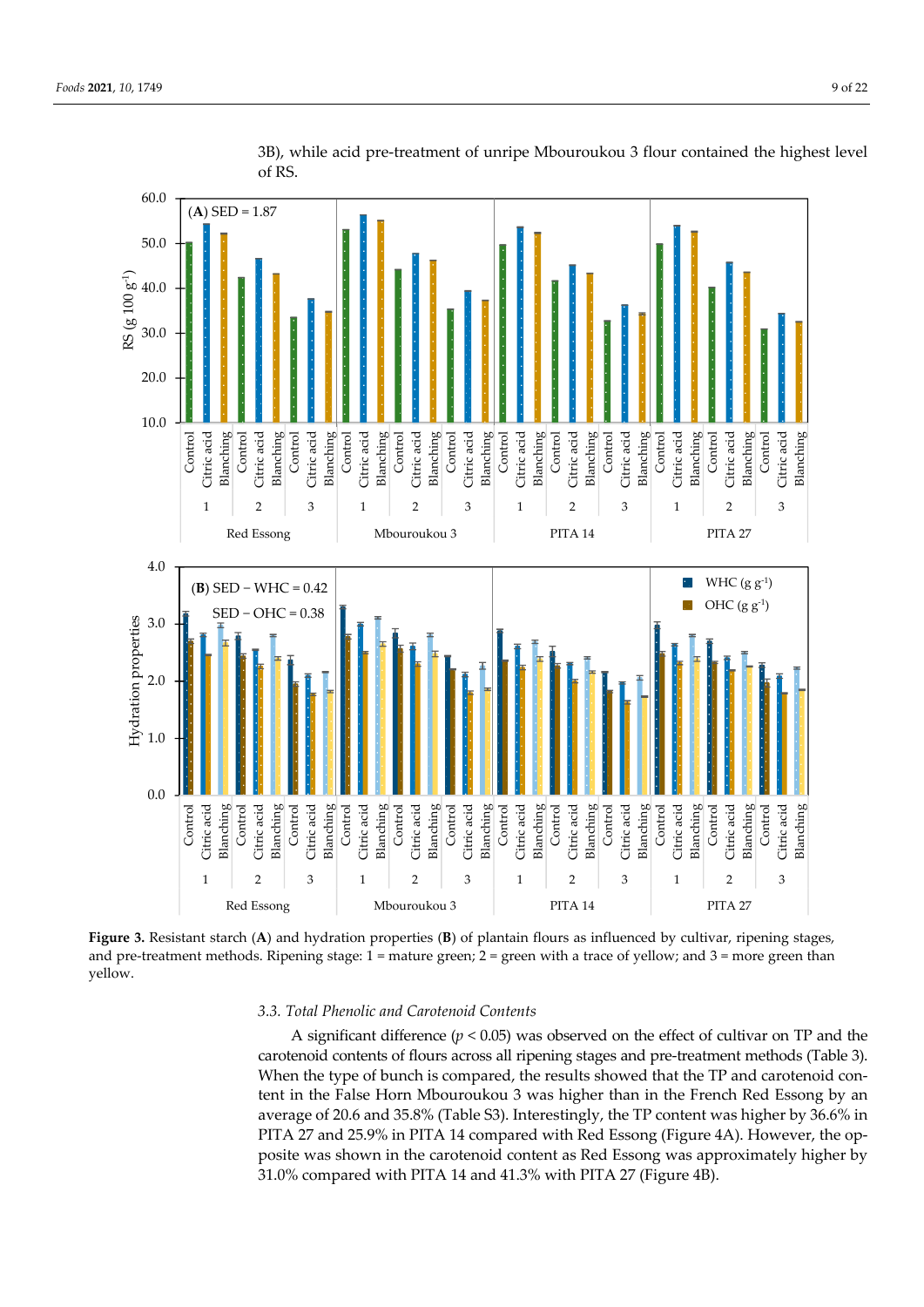3B), while acid pre-treatment of unripe Mbouroukou 3 flour contained the highest level of RS.

**Figure 3.** Resistant starch (**A**) and hydration properties (**B**) of plantain flours as influenced by cultivar, ripening stages, and pre-treatment methods. Ripening stage: 1 = mature green; 2 = green with a trace of yellow; and 3 = more green than yellow.

### 3.3. Total Phenolic and Carotenoid Contents

A significant difference ($p < 0.05$) was observed on the effect of cultivar on TP and the carotenoid contents of flours across all ripening stages and pre-treatment methods (Table 3). When the type of bunch is compared, the results showed that the TP and carotenoid content in the False Horn Mbouroukou 3 was higher than in the French Red Essong by an average of 20.6 and 35.8% (Table S3). Interestingly, the TP content was higher by 36.6% in PITA 27 and 25.9% in PITA 14 compared with Red Essong (Figure 4A). However, the opposite was shown in the carotenoid content as Red Essong was approximately higher by 31.0% compared with PITA 14 and 41.3% with PITA 27 (Figure 4B).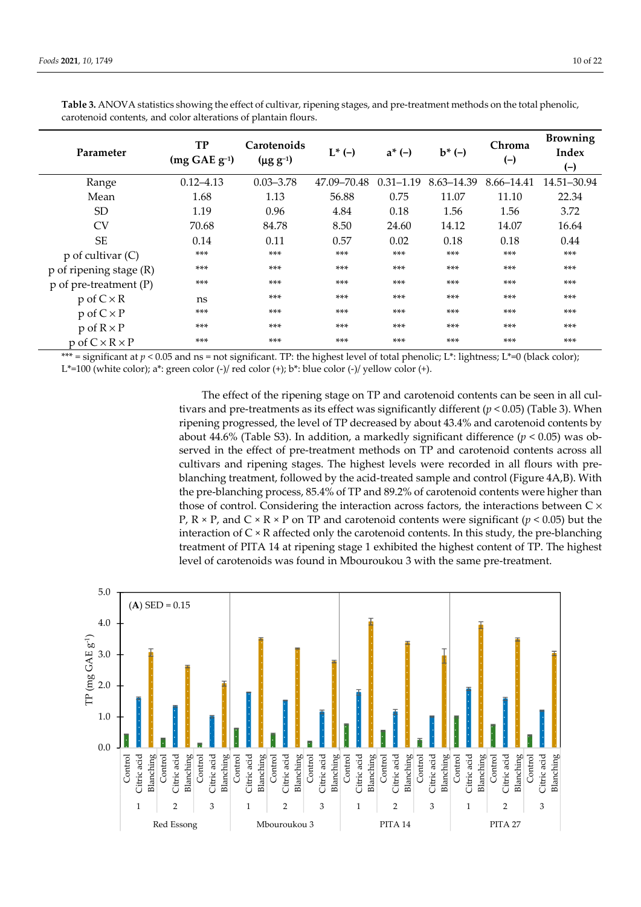**Table 3.** ANOVA statistics showing the effect of cultivar, ripening stages, and pre-treatment methods on the total phenolic, carotenoid contents, and color alterations of plantain flours.

| Parameter | TP (mg GAE $g^{-1}$) | Carotenoids (µg $g^{-1}$) | L* (–) | a* (–) | b* (–) | Chroma (–) | Browning Index (–) |
|---|---|---|---|---|---|---|---|
| Range | 0.12–4.13 | 0.03–3.78 | 47.09–70.48 | 0.31–1.19 | 8.63–14.39 | 8.66–14.41 | 14.51–30.94 |
| Mean | 1.68 | 1.13 | 56.88 | 0.75 | 11.07 | 11.10 | 22.34 |
| SD | 1.19 | 0.96 | 4.84 | 0.18 | 1.56 | 1.56 | 3.72 |
| CV | 70.68 | 84.78 | 8.50 | 24.60 | 14.12 | 14.07 | 16.64 |
| SE | 0.14 | 0.11 | 0.57 | 0.02 | 0.18 | 0.18 | 0.44 |
| p of cultivar (C) | *** | *** | *** | *** | *** | *** | *** |
| p of ripening stage (R) | *** | *** | *** | *** | *** | *** | *** |
| p of pre-treatment (P) | *** | *** | *** | *** | *** | *** | *** |
| p of C × R | ns | *** | *** | *** | *** | *** | *** |
| p of C × P | *** | *** | *** | *** | *** | *** | *** |
| p of R × P | *** | *** | *** | *** | *** | *** | *** |
| p of C × R × P | *** | *** | *** | *** | *** | *** | *** |

*** = significant at $p < 0.05$ and ns = not significant. TP: the highest level of total phenolic; L*: lightness; L*=0 (black color); L*=100 (white color); a*: green color (-)/ red color (+); b*: blue color (-)/ yellow color (+).

The effect of the ripening stage on TP and carotenoid contents can be seen in all cultivars and pre-treatments as its effect was significantly different ($p < 0.05$) (Table 3). When ripening progressed, the level of TP decreased by about 43.4% and carotenoid contents by about 44.6% (Table S3). In addition, a markedly significant difference ($p < 0.05$) was observed in the effect of pre-treatment methods on TP and carotenoid contents across all cultivars and ripening stages. The highest levels were recorded in all flours with pre-blanching treatment, followed by the acid-treated sample and control (Figure 4A,B). With the pre-blanching process, 85.4% of TP and 89.2% of carotenoid contents were higher than those of control. Considering the interaction across factors, the interactions between C × P, R × P, and C × R × P on TP and carotenoid contents were significant ($p < 0.05$) but the interaction of C × R affected only the carotenoid contents. In this study, the pre-blanching treatment of PITA 14 at ripening stage 1 exhibited the highest content of TP. The highest level of carotenoids was found in Mbouroukou 3 with the same pre-treatment.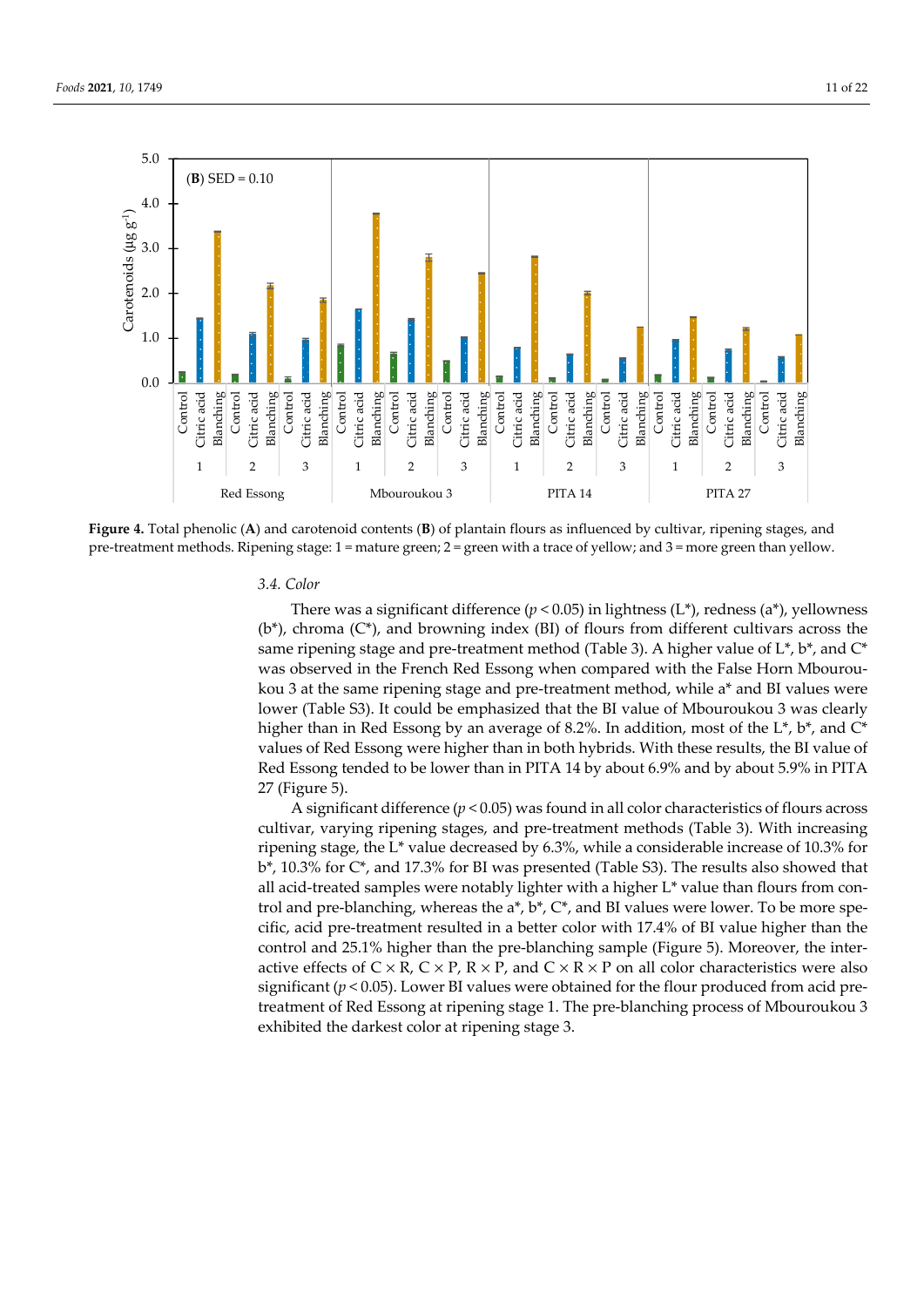**Figure 4.** Total phenolic (**A**) and carotenoid contents (**B**) of plantain flours as influenced by cultivar, ripening stages, and pre-treatment methods. Ripening stage: 1 = mature green; 2 = green with a trace of yellow; and 3 = more green than yellow.

### 3.4. Color

There was a significant difference ($p < 0.05$) in lightness (L*), redness (a*), yellowness (b*), chroma (C*), and browning index (BI) of flours from different cultivars across the same ripening stage and pre-treatment method (Table 3). A higher value of L*, b*, and C* was observed in the French Red Essong when compared with the False Horn Mbouroukou 3 at the same ripening stage and pre-treatment method, while a* and BI values were lower (Table S3). It could be emphasized that the BI value of Mbouroukou 3 was clearly higher than in Red Essong by an average of 8.2%. In addition, most of the L*, b*, and C* values of Red Essong were higher than in both hybrids. With these results, the BI value of Red Essong tended to be lower than in PITA 14 by about 6.9% and by about 5.9% in PITA 27 (Figure 5).

A significant difference ($p < 0.05$) was found in all color characteristics of flours across cultivar, varying ripening stages, and pre-treatment methods (Table 3). With increasing ripening stage, the L* value decreased by 6.3%, while a considerable increase of 10.3% for b*, 10.3% for C*, and 17.3% for BI was presented (Table S3). The results also showed that all acid-treated samples were notably lighter with a higher L* value than flours from control and pre-blanching, whereas the a*, b*, C*, and BI values were lower. To be more specific, acid pre-treatment resulted in a better color with 17.4% of BI value higher than the control and 25.1% higher than the pre-blanching sample (Figure 5). Moreover, the interactive effects of C × R, C × P, R × P, and C × R × P on all color characteristics were also significant ($p < 0.05$). Lower BI values were obtained for the flour produced from acid pre-treatment of Red Essong at ripening stage 1. The pre-blanching process of Mbouroukou 3 exhibited the darkest color at ripening stage 3.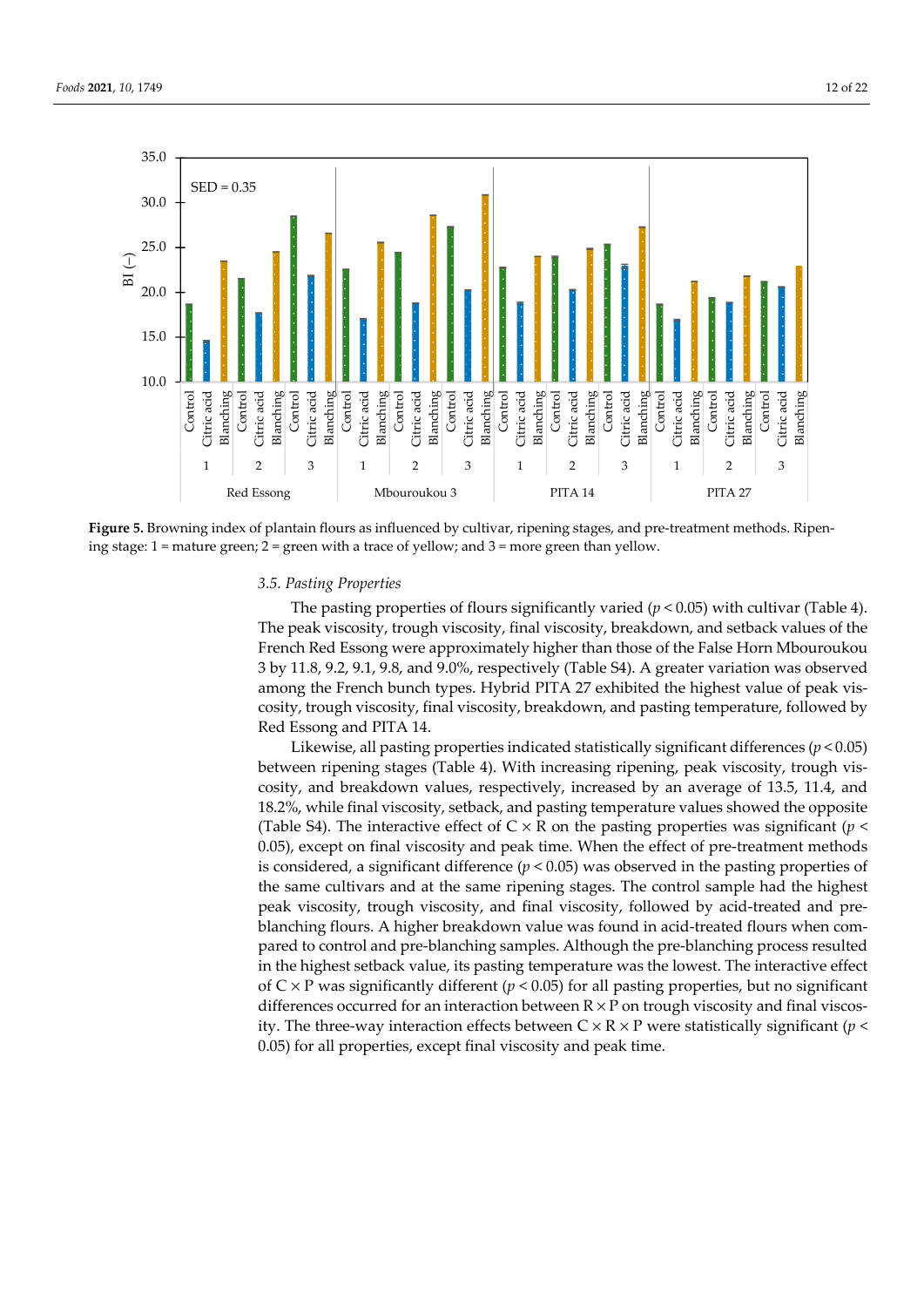**Figure 5.** Browning index of plantain flours as influenced by cultivar, ripening stages, and pre-treatment methods. Ripening stage: 1 = mature green; 2 = green with a trace of yellow; and 3 = more green than yellow.

### 3.5. Pasting Properties

The pasting properties of flours significantly varied ($p < 0.05$) with cultivar (Table 4). The peak viscosity, trough viscosity, final viscosity, breakdown, and setback values of the French Red Essong were approximately higher than those of the False Horn Mbouroukou 3 by 11.8, 9.2, 9.1, 9.8, and 9.0%, respectively (Table S4). A greater variation was observed among the French bunch types. Hybrid PITA 27 exhibited the highest value of peak viscosity, trough viscosity, final viscosity, breakdown, and pasting temperature, followed by Red Essong and PITA 14.

Likewise, all pasting properties indicated statistically significant differences ($p < 0.05$) between ripening stages (Table 4). With increasing ripening, peak viscosity, trough viscosity, and breakdown values, respectively, increased by an average of 13.5, 11.4, and 18.2%, while final viscosity, setback, and pasting temperature values showed the opposite (Table S4). The interactive effect of C × R on the pasting properties was significant ($p < 0.05$), except on final viscosity and peak time. When the effect of pre-treatment methods is considered, a significant difference ($p < 0.05$) was observed in the pasting properties of the same cultivars and at the same ripening stages. The control sample had the highest peak viscosity, trough viscosity, and final viscosity, followed by acid-treated and pre-blanching flours. A higher breakdown value was found in acid-treated flours when compared to control and pre-blanching samples. Although the pre-blanching process resulted in the highest setback value, its pasting temperature was the lowest. The interactive effect of C × P was significantly different ($p < 0.05$) for all pasting properties, but no significant differences occurred for an interaction between R × P on trough viscosity and final viscosity. The three-way interaction effects between C × R × P were statistically significant ($p < 0.05$) for all properties, except final viscosity and peak time.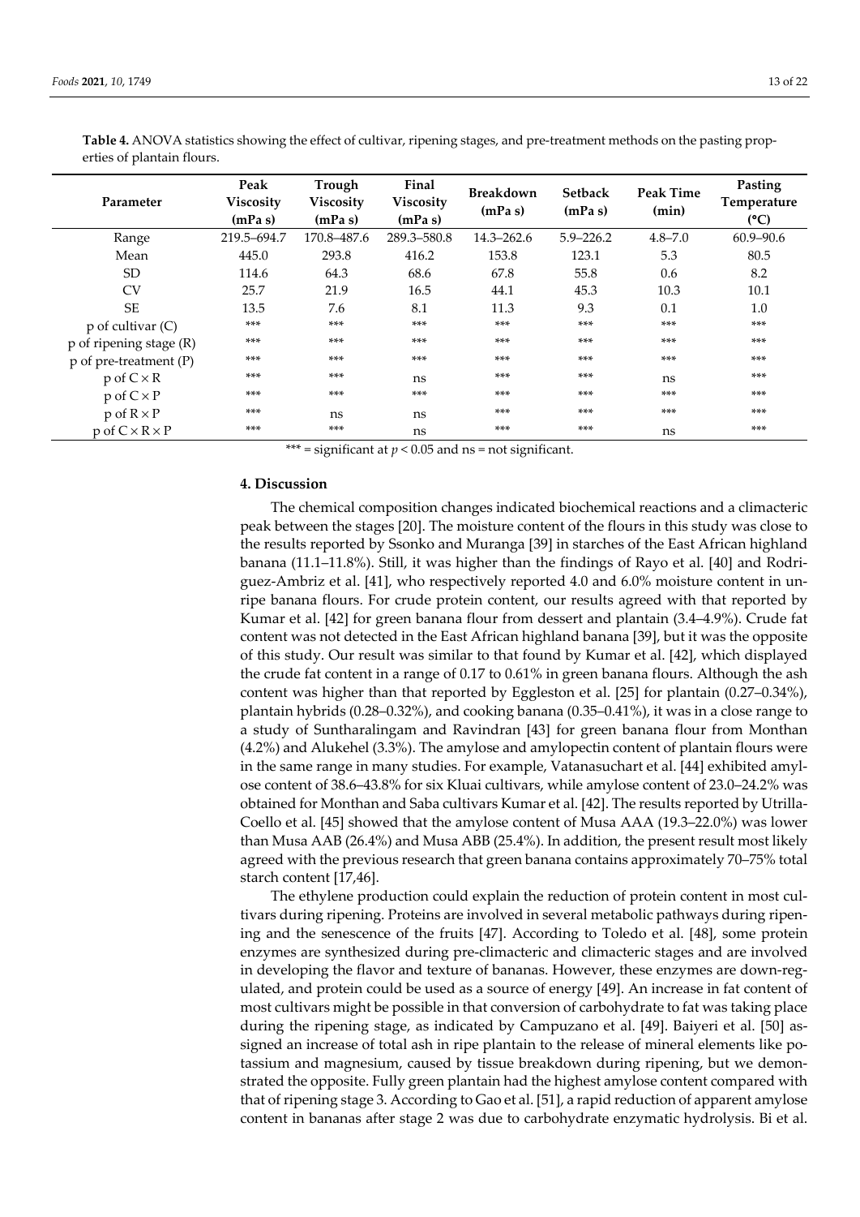**Table 4.** ANOVA statistics showing the effect of cultivar, ripening stages, and pre-treatment methods on the pasting properties of plantain flours.

| Parameter | Peak Viscosity (mPa s) | Trough Viscosity (mPa s) | Final Viscosity (mPa s) | Breakdown (mPa s) | Setback (mPa s) | Peak Time (min) | Pasting Temperature (°C) |
|---|---|---|---|---|---|---|---|
| Range | 219.5–694.7 | 170.8–487.6 | 289.3–580.8 | 14.3–262.6 | 5.9–226.2 | 4.8–7.0 | 60.9–90.6 |
| Mean | 445.0 | 293.8 | 416.2 | 153.8 | 123.1 | 5.3 | 80.5 |
| SD | 114.6 | 64.3 | 68.6 | 67.8 | 55.8 | 0.6 | 8.2 |
| CV | 25.7 | 21.9 | 16.5 | 44.1 | 45.3 | 10.3 | 10.1 |
| SE | 13.5 | 7.6 | 8.1 | 11.3 | 9.3 | 0.1 | 1.0 |
| p of cultivar (C) | *** | *** | *** | *** | *** | *** | *** |
| p of ripening stage (R) | *** | *** | *** | *** | *** | *** | *** |
| p of pre-treatment (P) | *** | *** | *** | *** | *** | *** | *** |
| p of C × R | *** | *** | ns | *** | *** | ns | *** |
| p of C × P | *** | *** | *** | *** | *** | *** | *** |
| p of R × P | *** | ns | ns | *** | *** | *** | *** |
| p of C × R × P | *** | *** | ns | *** | *** | ns | *** |

*** = significant at $p < 0.05$ and ns = not significant.

## 4. Discussion

The chemical composition changes indicated biochemical reactions and a climacteric peak between the stages [20]. The moisture content of the flours in this study was close to the results reported by Ssonko and Muranga [39] in starches of the East African highland banana (11.1–11.8%). Still, it was higher than the findings of Rayo et al. [40] and Rodriguez-Ambriz et al. [41], who respectively reported 4.0 and 6.0% moisture content in unripe banana flours. For crude protein content, our results agreed with that reported by Kumar et al. [42] for green banana flour from dessert and plantain (3.4–4.9%). Crude fat content was not detected in the East African highland banana [39], but it was the opposite of this study. Our result was similar to that found by Kumar et al. [42], which displayed the crude fat content in a range of 0.17 to 0.61% in green banana flours. Although the ash content was higher than that reported by Eggleston et al. [25] for plantain (0.27–0.34%), plantain hybrids (0.28–0.32%), and cooking banana (0.35–0.41%), it was in a close range to a study of Suntharalingam and Ravindran [43] for green banana flour from Monthan (4.2%) and Alukehel (3.3%). The amylose and amylopectin content of plantain flours were in the same range in many studies. For example, Vatanasuchart et al. [44] exhibited amylose content of 38.6–43.8% for six Kluai cultivars, while amylose content of 23.0–24.2% was obtained for Monthan and Saba cultivars Kumar et al. [42]. The results reported by Utrilla-Coello et al. [45] showed that the amylose content of Musa AAA (19.3–22.0%) was lower than Musa AAB (26.4%) and Musa ABB (25.4%). In addition, the present result most likely agreed with the previous research that green banana contains approximately 70–75% total starch content [17,46].

The ethylene production could explain the reduction of protein content in most cultivars during ripening. Proteins are involved in several metabolic pathways during ripening and the senescence of the fruits [47]. According to Toledo et al. [48], some protein enzymes are synthesized during pre-climacteric and climacteric stages and are involved in developing the flavor and texture of bananas. However, these enzymes are down-regulated, and protein could be used as a source of energy [49]. An increase in fat content of most cultivars might be possible in that conversion of carbohydrate to fat was taking place during the ripening stage, as indicated by Campuzano et al. [49]. Baiyeri et al. [50] assigned an increase of total ash in ripe plantain to the release of mineral elements like potassium and magnesium, caused by tissue breakdown during ripening, but we demonstrated the opposite. Fully green plantain had the highest amylose content compared with that of ripening stage 3. According to Gao et al. [51], a rapid reduction of apparent amylose content in bananas after stage 2 was due to carbohydrate enzymatic hydrolysis. Bi et al.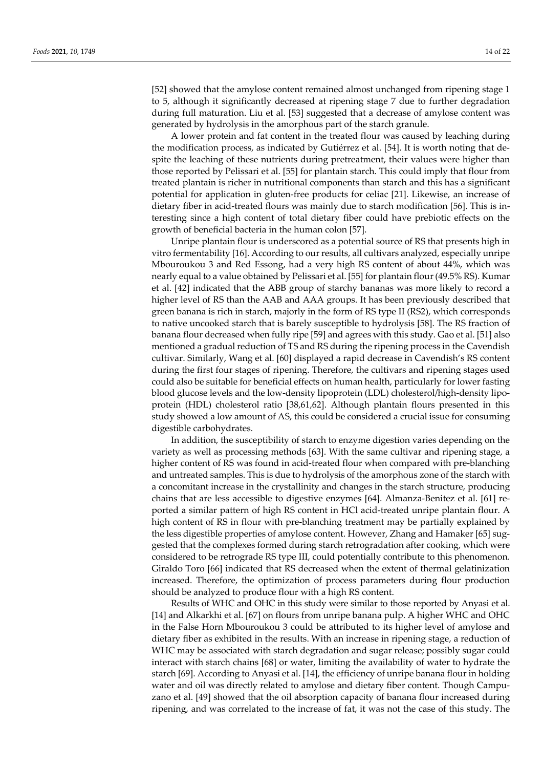[52] showed that the amylose content remained almost unchanged from ripening stage 1 to 5, although it significantly decreased at ripening stage 7 due to further degradation during full maturation. Liu et al. [53] suggested that a decrease of amylose content was generated by hydrolysis in the amorphous part of the starch granule.

A lower protein and fat content in the treated flour was caused by leaching during the modification process, as indicated by Gutiérrez et al. [54]. It is worth noting that despite the leaching of these nutrients during pretreatment, their values were higher than those reported by Pelissari et al. [55] for plantain starch. This could imply that flour from treated plantain is richer in nutritional components than starch and this has a significant potential for application in gluten-free products for celiac [21]. Likewise, an increase of dietary fiber in acid-treated flours was mainly due to starch modification [56]. This is interesting since a high content of total dietary fiber could have prebiotic effects on the growth of beneficial bacteria in the human colon [57].

Unripe plantain flour is underscored as a potential source of RS that presents high in vitro fermentability [16]. According to our results, all cultivars analyzed, especially unripe Mbouroukou 3 and Red Essong, had a very high RS content of about 44%, which was nearly equal to a value obtained by Pelissari et al. [55] for plantain flour (49.5% RS). Kumar et al. [42] indicated that the ABB group of starchy bananas was more likely to record a higher level of RS than the AAB and AAA groups. It has been previously described that green banana is rich in starch, majorly in the form of RS type II (RS2), which corresponds to native uncooked starch that is barely susceptible to hydrolysis [58]. The RS fraction of banana flour decreased when fully ripe [59] and agrees with this study. Gao et al. [51] also mentioned a gradual reduction of TS and RS during the ripening process in the Cavendish cultivar. Similarly, Wang et al. [60] displayed a rapid decrease in Cavendish's RS content during the first four stages of ripening. Therefore, the cultivars and ripening stages used could also be suitable for beneficial effects on human health, particularly for lower fasting blood glucose levels and the low-density lipoprotein (LDL) cholesterol/high-density lipoprotein (HDL) cholesterol ratio [38,61,62]. Although plantain flours presented in this study showed a low amount of AS, this could be considered a crucial issue for consuming digestible carbohydrates.

In addition, the susceptibility of starch to enzyme digestion varies depending on the variety as well as processing methods [63]. With the same cultivar and ripening stage, a higher content of RS was found in acid-treated flour when compared with pre-blanching and untreated samples. This is due to hydrolysis of the amorphous zone of the starch with a concomitant increase in the crystallinity and changes in the starch structure, producing chains that are less accessible to digestive enzymes [64]. Almanza-Benitez et al. [61] reported a similar pattern of high RS content in HCl acid-treated unripe plantain flour. A high content of RS in flour with pre-blanching treatment may be partially explained by the less digestible properties of amylose content. However, Zhang and Hamaker [65] suggested that the complexes formed during starch retrogradation after cooking, which were considered to be retrograde RS type III, could potentially contribute to this phenomenon. Giraldo Toro [66] indicated that RS decreased when the extent of thermal gelatinization increased. Therefore, the optimization of process parameters during flour production should be analyzed to produce flour with a high RS content.

Results of WHC and OHC in this study were similar to those reported by Anyasi et al. [14] and Alkarkhi et al. [67] on flours from unripe banana pulp. A higher WHC and OHC in the False Horn Mbouroukou 3 could be attributed to its higher level of amylose and dietary fiber as exhibited in the results. With an increase in ripening stage, a reduction of WHC may be associated with starch degradation and sugar release; possibly sugar could interact with starch chains [68] or water, limiting the availability of water to hydrate the starch [69]. According to Anyasi et al. [14], the efficiency of unripe banana flour in holding water and oil was directly related to amylose and dietary fiber content. Though Campuzano et al. [49] showed that the oil absorption capacity of banana flour increased during ripening, and was correlated to the increase of fat, it was not the case of this study. The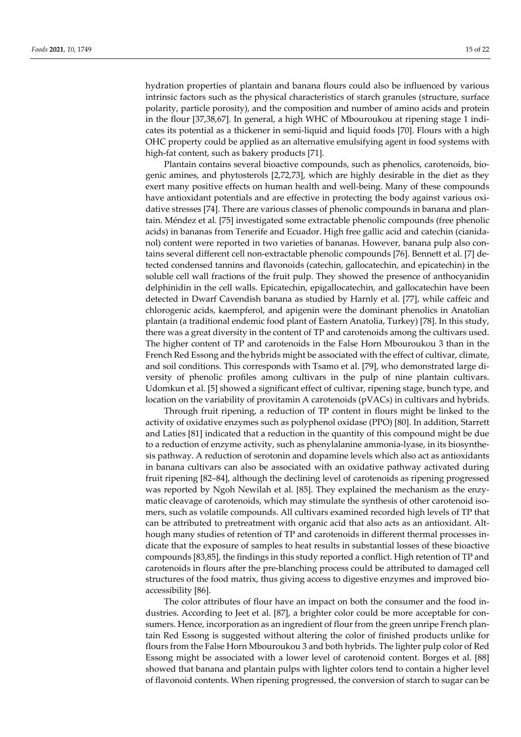hydration properties of plantain and banana flours could also be influenced by various intrinsic factors such as the physical characteristics of starch granules (structure, surface polarity, particle porosity), and the composition and number of amino acids and protein in the flour [37,38,67]. In general, a high WHC of Mbouroukou at ripening stage 1 indicates its potential as a thickener in semi-liquid and liquid foods [70]. Flours with a high OHC property could be applied as an alternative emulsifying agent in food systems with high-fat content, such as bakery products [71].

Plantain contains several bioactive compounds, such as phenolics, carotenoids, biogenic amines, and phytosterols [2,72,73], which are highly desirable in the diet as they exert many positive effects on human health and well-being. Many of these compounds have antioxidant potentials and are effective in protecting the body against various oxidative stresses [74]. There are various classes of phenolic compounds in banana and plantain. Méndez et al. [75] investigated some extractable phenolic compounds (free phenolic acids) in bananas from Tenerife and Ecuador. High free gallic acid and catechin (cianidanol) content were reported in two varieties of bananas. However, banana pulp also contains several different cell non-extractable phenolic compounds [76]. Bennett et al. [7] detected condensed tannins and flavonoids (catechin, gallocatechin, and epicatechin) in the soluble cell wall fractions of the fruit pulp. They showed the presence of anthocyanidin delphinidin in the cell walls. Epicatechin, epigallocatechin, and gallocatechin have been detected in Dwarf Cavendish banana as studied by Harnly et al. [77], while caffeic and chlorogenic acids, kaempferol, and apigenin were the dominant phenolics in Anatolian plantain (a traditional endemic food plant of Eastern Anatolia, Turkey) [78]. In this study, there was a great diversity in the content of TP and carotenoids among the cultivars used. The higher content of TP and carotenoids in the False Horn Mbouroukou 3 than in the French Red Essong and the hybrids might be associated with the effect of cultivar, climate, and soil conditions. This corresponds with Tsamo et al. [79], who demonstrated large diversity of phenolic profiles among cultivars in the pulp of nine plantain cultivars. Udomkun et al. [5] showed a significant effect of cultivar, ripening stage, bunch type, and location on the variability of provitamin A carotenoids (pVACs) in cultivars and hybrids.

Through fruit ripening, a reduction of TP content in flours might be linked to the activity of oxidative enzymes such as polyphenol oxidase (PPO) [80]. In addition, Starrett and Laties [81] indicated that a reduction in the quantity of this compound might be due to a reduction of enzyme activity, such as phenylalanine ammonia-lyase, in its biosynthesis pathway. A reduction of serotonin and dopamine levels which also act as antioxidants in banana cultivars can also be associated with an oxidative pathway activated during fruit ripening [82–84], although the declining level of carotenoids as ripening progressed was reported by Ngoh Newilah et al. [85]. They explained the mechanism as the enzymatic cleavage of carotenoids, which may stimulate the synthesis of other carotenoid isomers, such as volatile compounds. All cultivars examined recorded high levels of TP that can be attributed to pretreatment with organic acid that also acts as an antioxidant. Although many studies of retention of TP and carotenoids in different thermal processes indicate that the exposure of samples to heat results in substantial losses of these bioactive compounds [83,85], the findings in this study reported a conflict. High retention of TP and carotenoids in flours after the pre-blanching process could be attributed to damaged cell structures of the food matrix, thus giving access to digestive enzymes and improved bioaccessibility [86].

The color attributes of flour have an impact on both the consumer and the food industries. According to Jeet et al. [87], a brighter color could be more acceptable for consumers. Hence, incorporation as an ingredient of flour from the green unripe French plantain Red Essong is suggested without altering the color of finished products unlike for flours from the False Horn Mbouroukou 3 and both hybrids. The lighter pulp color of Red Essong might be associated with a lower level of carotenoid content. Borges et al. [88] showed that banana and plantain pulps with lighter colors tend to contain a higher level of flavonoid contents. When ripening progressed, the conversion of starch to sugar can be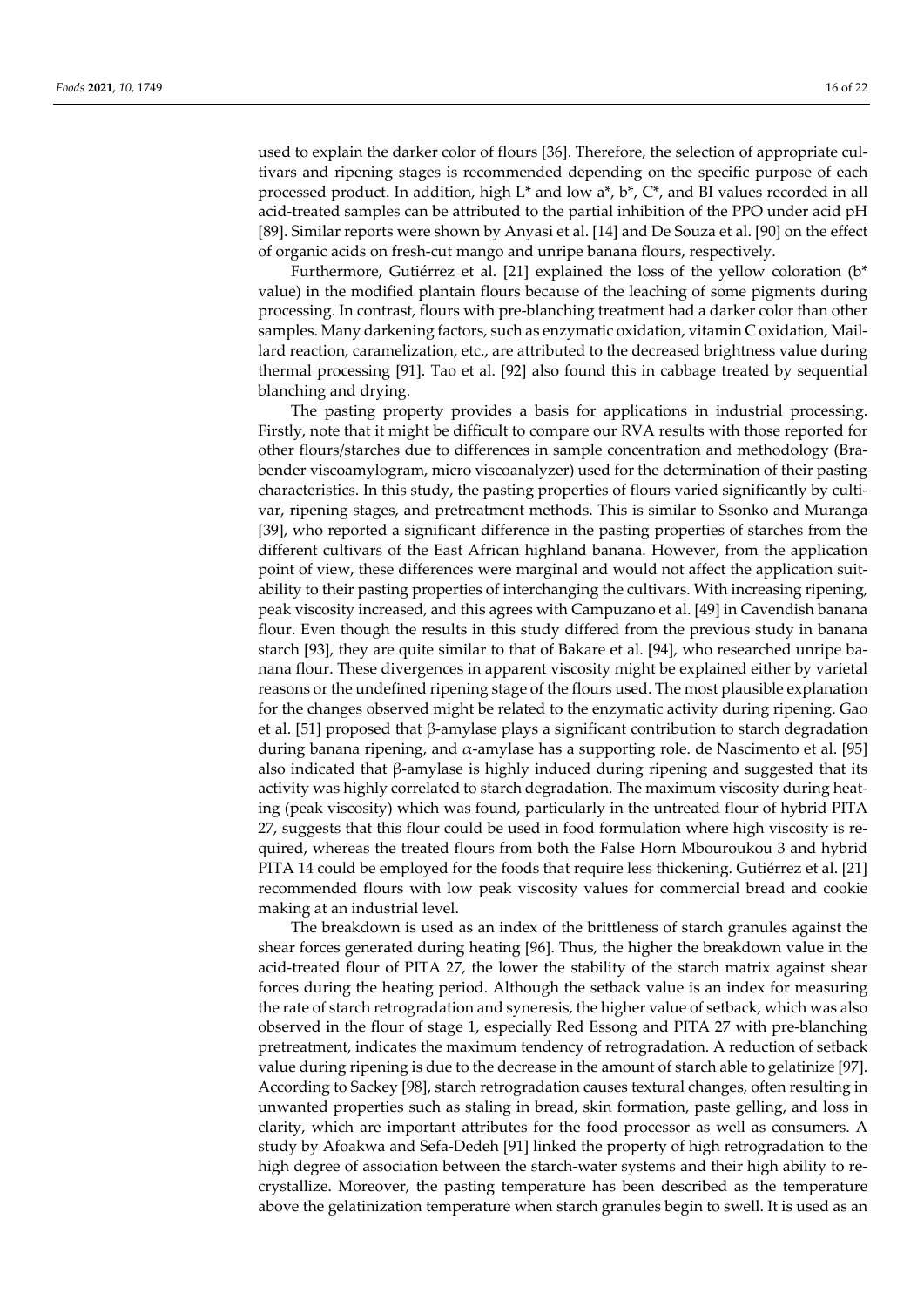used to explain the darker color of flours [36]. Therefore, the selection of appropriate cultivars and ripening stages is recommended depending on the specific purpose of each processed product. In addition, high L* and low a*, b*, C*, and BI values recorded in all acid-treated samples can be attributed to the partial inhibition of the PPO under acid pH [89]. Similar reports were shown by Anyasi et al. [14] and De Souza et al. [90] on the effect of organic acids on fresh-cut mango and unripe banana flours, respectively.

Furthermore, Gutiérrez et al. [21] explained the loss of the yellow coloration (b* value) in the modified plantain flours because of the leaching of some pigments during processing. In contrast, flours with pre-blanching treatment had a darker color than other samples. Many darkening factors, such as enzymatic oxidation, vitamin C oxidation, Maillard reaction, caramelization, etc., are attributed to the decreased brightness value during thermal processing [91]. Tao et al. [92] also found this in cabbage treated by sequential blanching and drying.

The pasting property provides a basis for applications in industrial processing. Firstly, note that it might be difficult to compare our RVA results with those reported for other flours/starches due to differences in sample concentration and methodology (Brabender viscoamylogram, micro viscoanalyzer) used for the determination of their pasting characteristics. In this study, the pasting properties of flours varied significantly by cultivar, ripening stages, and pretreatment methods. This is similar to Ssonko and Muranga [39], who reported a significant difference in the pasting properties of starches from the different cultivars of the East African highland banana. However, from the application point of view, these differences were marginal and would not affect the application suitability to their pasting properties of interchanging the cultivars. With increasing ripening, peak viscosity increased, and this agrees with Campuzano et al. [49] in Cavendish banana flour. Even though the results in this study differed from the previous study in banana starch [93], they are quite similar to that of Bakare et al. [94], who researched unripe banana flour. These divergences in apparent viscosity might be explained either by varietal reasons or the undefined ripening stage of the flours used. The most plausible explanation for the changes observed might be related to the enzymatic activity during ripening. Gao et al. [51] proposed that β-amylase plays a significant contribution to starch degradation during banana ripening, and α-amylase has a supporting role. de Nascimento et al. [95] also indicated that β-amylase is highly induced during ripening and suggested that its activity was highly correlated to starch degradation. The maximum viscosity during heating (peak viscosity) which was found, particularly in the untreated flour of hybrid PITA 27, suggests that this flour could be used in food formulation where high viscosity is required, whereas the treated flours from both the False Horn Mbouroukou 3 and hybrid PITA 14 could be employed for the foods that require less thickening. Gutiérrez et al. [21] recommended flours with low peak viscosity values for commercial bread and cookie making at an industrial level.

The breakdown is used as an index of the brittleness of starch granules against the shear forces generated during heating [96]. Thus, the higher the breakdown value in the acid-treated flour of PITA 27, the lower the stability of the starch matrix against shear forces during the heating period. Although the setback value is an index for measuring the rate of starch retrogradation and syneresis, the higher value of setback, which was also observed in the flour of stage 1, especially Red Essong and PITA 27 with pre-blanching pretreatment, indicates the maximum tendency of retrogradation. A reduction of setback value during ripening is due to the decrease in the amount of starch able to gelatinize [97]. According to Sackey [98], starch retrogradation causes textural changes, often resulting in unwanted properties such as staling in bread, skin formation, paste gelling, and loss in clarity, which are important attributes for the food processor as well as consumers. A study by Afoakwa and Sefa-Dedeh [91] linked the property of high retrogradation to the high degree of association between the starch-water systems and their high ability to recrystallize. Moreover, the pasting temperature has been described as the temperature above the gelatinization temperature when starch granules begin to swell. It is used as an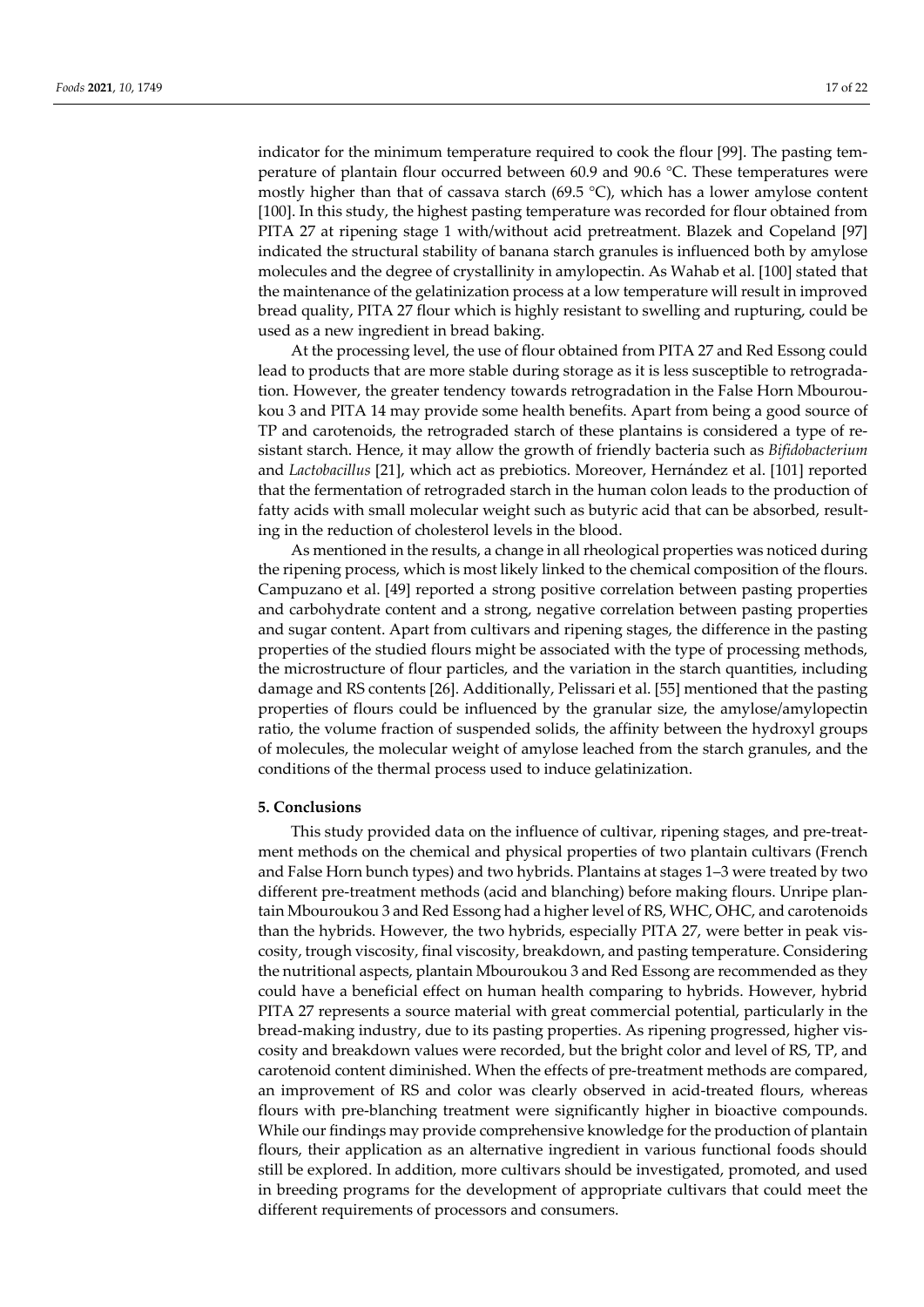indicator for the minimum temperature required to cook the flour [99]. The pasting temperature of plantain flour occurred between 60.9 and 90.6 °C. These temperatures were mostly higher than that of cassava starch (69.5 °C), which has a lower amylose content [100]. In this study, the highest pasting temperature was recorded for flour obtained from PITA 27 at ripening stage 1 with/without acid pretreatment. Blazek and Copeland [97] indicated the structural stability of banana starch granules is influenced both by amylose molecules and the degree of crystallinity in amylopectin. As Wahab et al. [100] stated that the maintenance of the gelatinization process at a low temperature will result in improved bread quality, PITA 27 flour which is highly resistant to swelling and rupturing, could be used as a new ingredient in bread baking.

At the processing level, the use of flour obtained from PITA 27 and Red Essong could lead to products that are more stable during storage as it is less susceptible to retrogradation. However, the greater tendency towards retrogradation in the False Horn Mbouroukou 3 and PITA 14 may provide some health benefits. Apart from being a good source of TP and carotenoids, the retrograded starch of these plantains is considered a type of resistant starch. Hence, it may allow the growth of friendly bacteria such as *Bifidobacterium* and *Lactobacillus* [21], which act as prebiotics. Moreover, Hernández et al. [101] reported that the fermentation of retrograded starch in the human colon leads to the production of fatty acids with small molecular weight such as butyric acid that can be absorbed, resulting in the reduction of cholesterol levels in the blood.

As mentioned in the results, a change in all rheological properties was noticed during the ripening process, which is most likely linked to the chemical composition of the flours. Campuzano et al. [49] reported a strong positive correlation between pasting properties and carbohydrate content and a strong, negative correlation between pasting properties and sugar content. Apart from cultivars and ripening stages, the difference in the pasting properties of the studied flours might be associated with the type of processing methods, the microstructure of flour particles, and the variation in the starch quantities, including damage and RS contents [26]. Additionally, Pelissari et al. [55] mentioned that the pasting properties of flours could be influenced by the granular size, the amylose/amylopectin ratio, the volume fraction of suspended solids, the affinity between the hydroxyl groups of molecules, the molecular weight of amylose leached from the starch granules, and the conditions of the thermal process used to induce gelatinization.

## 5. Conclusions

This study provided data on the influence of cultivar, ripening stages, and pre-treatment methods on the chemical and physical properties of two plantain cultivars (French and False Horn bunch types) and two hybrids. Plantains at stages 1–3 were treated by two different pre-treatment methods (acid and blanching) before making flours. Unripe plantain Mbouroukou 3 and Red Essong had a higher level of RS, WHC, OHC, and carotenoids than the hybrids. However, the two hybrids, especially PITA 27, were better in peak viscosity, trough viscosity, final viscosity, breakdown, and pasting temperature. Considering the nutritional aspects, plantain Mbouroukou 3 and Red Essong are recommended as they could have a beneficial effect on human health comparing to hybrids. However, hybrid PITA 27 represents a source material with great commercial potential, particularly in the bread-making industry, due to its pasting properties. As ripening progressed, higher viscosity and breakdown values were recorded, but the bright color and level of RS, TP, and carotenoid content diminished. When the effects of pre-treatment methods are compared, an improvement of RS and color was clearly observed in acid-treated flours, whereas flours with pre-blanching treatment were significantly higher in bioactive compounds. While our findings may provide comprehensive knowledge for the production of plantain flours, their application as an alternative ingredient in various functional foods should still be explored. In addition, more cultivars should be investigated, promoted, and used in breeding programs for the development of appropriate cultivars that could meet the different requirements of processors and consumers.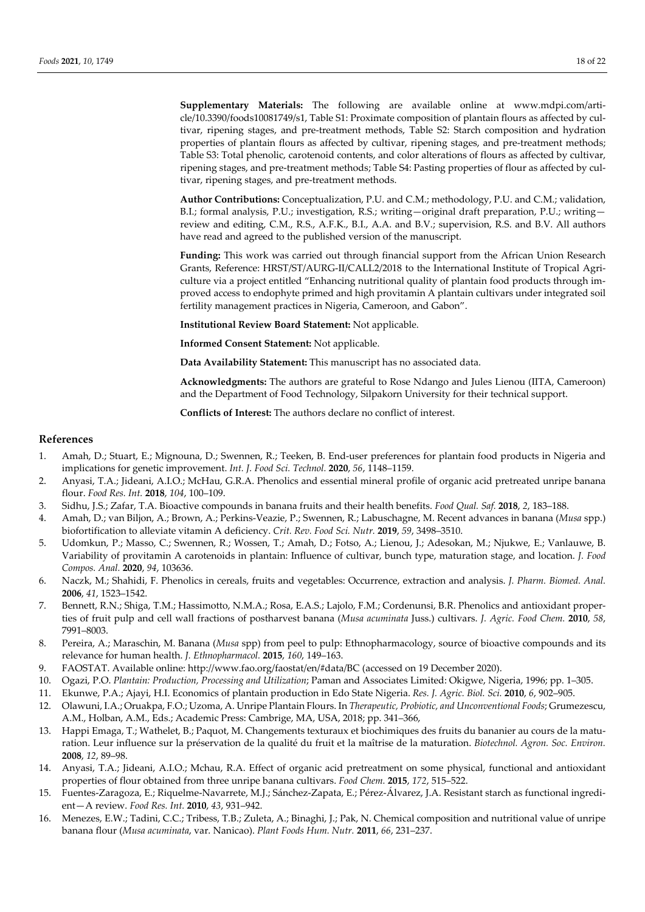**Supplementary Materials:** The following are available online at www.mdpi.com/article/10.3390/foods10081749/s1, Table S1: Proximate composition of plantain flours as affected by cultivar, ripening stages, and pre-treatment methods, Table S2: Starch composition and hydration properties of plantain flours as affected by cultivar, ripening stages, and pre-treatment methods; Table S3: Total phenolic, carotenoid contents, and color alterations of flours as affected by cultivar, ripening stages, and pre-treatment methods; Table S4: Pasting properties of flour as affected by cultivar, ripening stages, and pre-treatment methods.

**Author Contributions:** Conceptualization, P.U. and C.M.; methodology, P.U. and C.M.; validation, B.I.; formal analysis, P.U.; investigation, R.S.; writing—original draft preparation, P.U.; writing—review and editing, C.M., R.S., A.F.K., B.I., A.A. and B.V.; supervision, R.S. and B.V. All authors have read and agreed to the published version of the manuscript.

**Funding:** This work was carried out through financial support from the African Union Research Grants, Reference: HRST/ST/AURG-II/CALL2/2018 to the International Institute of Tropical Agriculture via a project entitled "Enhancing nutritional quality of plantain food products through improved access to endophyte primed and high provitamin A plantain cultivars under integrated soil fertility management practices in Nigeria, Cameroon, and Gabon".

**Institutional Review Board Statement:** Not applicable.

**Informed Consent Statement:** Not applicable.

**Data Availability Statement:** This manuscript has no associated data.

**Acknowledgments:** The authors are grateful to Rose Ndango and Jules Lienou (IITA, Cameroon) and the Department of Food Technology, Silpakorn University for their technical support.

**Conflicts of Interest:** The authors declare no conflict of interest.

## References

1. Amah, D.; Stuart, E.; Mignouna, D.; Swennen, R.; Teeken, B. End-user preferences for plantain food products in Nigeria and implications for genetic improvement. *Int. J. Food Sci. Technol.* **2020**, *56*, 1148–1159.
2. Anyasi, T.A.; Jideani, A.I.O.; McHau, G.R.A. Phenolics and essential mineral profile of organic acid pretreated unripe banana flour. *Food Res. Int.* **2018**, *104*, 100–109.
3. Sidhu, J.S.; Zafar, T.A. Bioactive compounds in banana fruits and their health benefits. *Food Qual. Saf.* **2018**, *2*, 183–188.
4. Amah, D.; van Biljon, A.; Brown, A.; Perkins-Veazie, P.; Swennen, R.; Labuschagne, M. Recent advances in banana (*Musa* spp.) biofortification to alleviate vitamin A deficiency. *Crit. Rev. Food Sci. Nutr.* **2019**, *59*, 3498–3510.
5. Udomkun, P.; Masso, C.; Swennen, R.; Wossen, T.; Amah, D.; Fotso, A.; Lienou, J.; Adesokan, M.; Njukwe, E.; Vanlauwe, B. Variability of provitamin A carotenoids in plantain: Influence of cultivar, bunch type, maturation stage, and location. *J. Food Compos. Anal.* **2020**, *94*, 103636.
6. Naczk, M.; Shahidi, F. Phenolics in cereals, fruits and vegetables: Occurrence, extraction and analysis. *J. Pharm. Biomed. Anal.* **2006**, *41*, 1523–1542.
7. Bennett, R.N.; Shiga, T.M.; Hassimotto, N.M.A.; Rosa, E.A.S.; Lajolo, F.M.; Cordenunsi, B.R. Phenolics and antioxidant properties of fruit pulp and cell wall fractions of postharvest banana (*Musa acuminata* Juss.) cultivars. *J. Agric. Food Chem.* **2010**, *58*, 7991–8003.
8. Pereira, A.; Maraschin, M. Banana (*Musa* spp) from peel to pulp: Ethnopharmacology, source of bioactive compounds and its relevance for human health. *J. Ethnopharmacol.* **2015**, *160*, 149–163.
9. FAOSTAT. Available online: http://www.fao.org/faostat/en/#data/BC (accessed on 19 December 2020).
10. Ogazi, P.O. *Plantain: Production, Processing and Utilization*; Paman and Associates Limited: Okigwe, Nigeria, 1996; pp. 1–305.
11. Ekunwe, P.A.; Ajayi, H.I. Economics of plantain production in Edo State Nigeria. *Res. J. Agric. Biol. Sci.* **2010**, *6*, 902–905.
12. Olawuni, I.A.; Oruakpa, F.O.; Uzoma, A. Unripe Plantain Flours. In *Therapeutic, Probiotic, and Unconventional Foods*; Grumezescu, A.M., Holban, A.M., Eds.; Academic Press: Cambrige, MA, USA, 2018; pp. 341–366,
13. Happi Emaga, T.; Wathelet, B.; Paquot, M. Changements texturaux et biochimiques des fruits du bananier au cours de la maturation. Leur influence sur la préservation de la qualité du fruit et la maîtrise de la maturation. *Biotechnol. Agron. Soc. Environ.* **2008**, *12*, 89–98.
14. Anyasi, T.A.; Jideani, A.I.O.; Mchau, R.A. Effect of organic acid pretreatment on some physical, functional and antioxidant properties of flour obtained from three unripe banana cultivars. *Food Chem.* **2015**, *172*, 515–522.
15. Fuentes-Zaragoza, E.; Riquelme-Navarrete, M.J.; Sánchez-Zapata, E.; Pérez-Álvarez, J.A. Resistant starch as functional ingredient—A review. *Food Res. Int.* **2010**, *43*, 931–942.
16. Menezes, E.W.; Tadini, C.C.; Tribess, T.B.; Zuleta, A.; Binaghi, J.; Pak, N. Chemical composition and nutritional value of unripe banana flour (*Musa acuminata*, var. Nanicao). *Plant Foods Hum. Nutr.* **2011**, *66*, 231–237.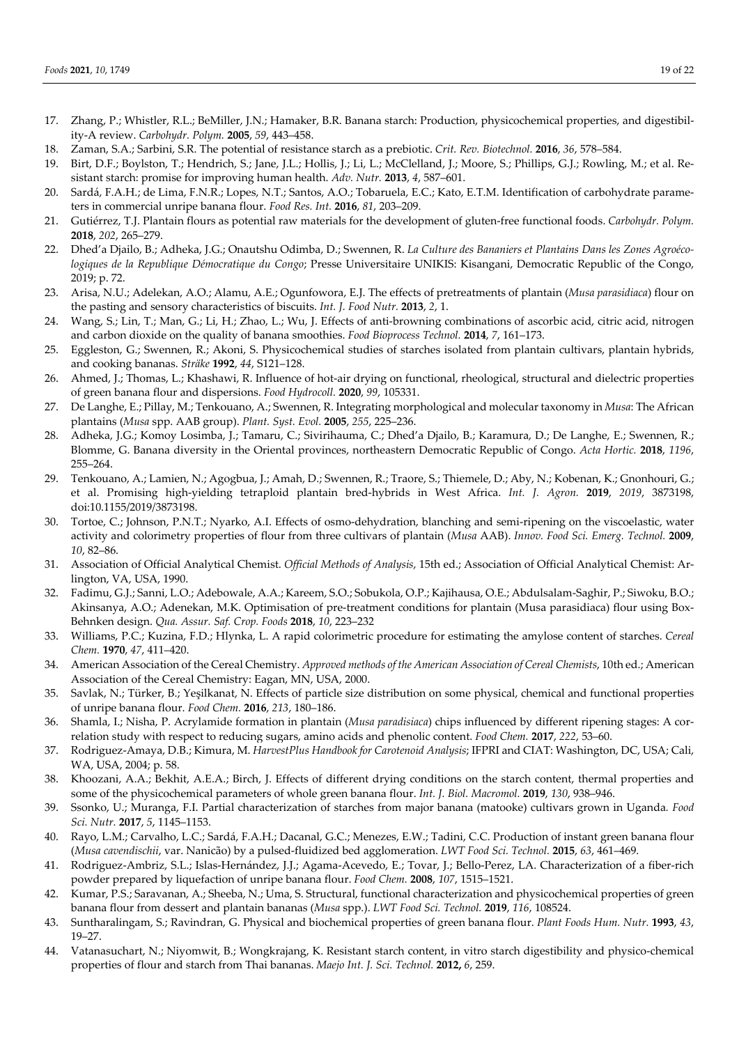17. Zhang, P.; Whistler, R.L.; BeMiller, J.N.; Hamaker, B.R. Banana starch: Production, physicochemical properties, and digestibility-A review. *Carbohydr. Polym.* **2005**, *59*, 443–458.
18. Zaman, S.A.; Sarbini, S.R. The potential of resistance starch as a prebiotic. *Crit. Rev. Biotechnol.* **2016**, *36*, 578–584.
19. Birt, D.F.; Boylston, T.; Hendrich, S.; Jane, J.L.; Hollis, J.; Li, L.; McClelland, J.; Moore, S.; Phillips, G.J.; Rowling, M.; et al. Resistant starch: promise for improving human health. *Adv. Nutr.* **2013**, *4*, 587–601.
20. Sardá, F.A.H.; de Lima, F.N.R.; Lopes, N.T.; Santos, A.O.; Tobaruela, E.C.; Kato, E.T.M. Identification of carbohydrate parameters in commercial unripe banana flour. *Food Res. Int.* **2016**, *81*, 203–209.
21. Gutiérrez, T.J. Plantain flours as potential raw materials for the development of gluten-free functional foods. *Carbohydr. Polym.* **2018**, *202*, 265–279.
22. Dhed'a Djailo, B.; Adheka, J.G.; Onautshu Odimba, D.; Swennen, R. *La Culture des Bananiers et Plantains Dans les Zones Agroécologiques de la Republique Démocratique du Congo*; Presse Universitaire UNIKIS: Kisangani, Democratic Republic of the Congo, 2019; p. 72.
23. Arisa, N.U.; Adelekan, A.O.; Alamu, A.E.; Ogunfowora, E.J. The effects of pretreatments of plantain (*Musa parasidiaca*) flour on the pasting and sensory characteristics of biscuits. *Int. J. Food Nutr.* **2013**, *2*, 1.
24. Wang, S.; Lin, T.; Man, G.; Li, H.; Zhao, L.; Wu, J. Effects of anti-browning combinations of ascorbic acid, citric acid, nitrogen and carbon dioxide on the quality of banana smoothies. *Food Bioprocess Technol.* **2014**, *7*, 161–173.
25. Eggleston, G.; Swennen, R.; Akoni, S. Physicochemical studies of starches isolated from plantain cultivars, plantain hybrids, and cooking bananas. *Sträke* **1992**, *44*, S121–128.
26. Ahmed, J.; Thomas, L.; Khashawi, R. Influence of hot-air drying on functional, rheological, structural and dielectric properties of green banana flour and dispersions. *Food Hydrocoll.* **2020**, *99*, 105331.
27. De Langhe, E.; Pillay, M.; Tenkouano, A.; Swennen, R. Integrating morphological and molecular taxonomy in *Musa*: The African plantains (*Musa* spp. AAB group). *Plant. Syst. Evol.* **2005**, *255*, 225–236.
28. Adheka, J.G.; Komoy Losimba, J.; Tamaru, C.; Sivirihauma, C.; Dhed'a Djailo, B.; Karamura, D.; De Langhe, E.; Swennen, R.; Blomme, G. Banana diversity in the Oriental provinces, northeastern Democratic Republic of Congo. *Acta Hortic.* **2018**, *1196*, 255–264.
29. Tenkouano, A.; Lamien, N.; Agogbua, J.; Amah, D.; Swennen, R.; Traore, S.; Thiemele, D.; Aby, N.; Kobenan, K.; Gnonhouri, G.; et al. Promising high-yielding tetraploid plantain bred-hybrids in West Africa. *Int. J. Agron.* **2019**, *2019*, 3873198, doi:10.1155/2019/3873198.
30. Tortoe, C.; Johnson, P.N.T.; Nyarko, A.I. Effects of osmo-dehydration, blanching and semi-ripening on the viscoelastic, water activity and colorimetry properties of flour from three cultivars of plantain (*Musa* AAB). *Innov. Food Sci. Emerg. Technol.* **2009**, *10*, 82–86.
31. Association of Official Analytical Chemist. *Official Methods of Analysis*, 15th ed.; Association of Official Analytical Chemist: Arlington, VA, USA, 1990.
32. Fadimu, G.J.; Sanni, L.O.; Adebowale, A.A.; Kareem, S.O.; Sobukola, O.P.; Kajihausa, O.E.; Abdulsalam-Saghir, P.; Siwoku, B.O.; Akinsanya, A.O.; Adenekan, M.K. Optimisation of pre-treatment conditions for plantain (Musa parasidiaca) flour using Box-Behnken design. *Qua. Assur. Saf. Crop. Foods* **2018**, *10*, 223–232
33. Williams, P.C.; Kuzina, F.D.; Hlynka, L. A rapid colorimetric procedure for estimating the amylose content of starches. *Cereal Chem.* **1970**, *47*, 411–420.
34. American Association of the Cereal Chemistry. *Approved methods of the American Association of Cereal Chemists*, 10th ed.; American Association of the Cereal Chemistry: Eagan, MN, USA, 2000.
35. Savlak, N.; Türker, B.; Yeşilkanat, N. Effects of particle size distribution on some physical, chemical and functional properties of unripe banana flour. *Food Chem.* **2016**, *213*, 180–186.
36. Shamla, I.; Nisha, P. Acrylamide formation in plantain (*Musa paradisiaca*) chips influenced by different ripening stages: A correlation study with respect to reducing sugars, amino acids and phenolic content. *Food Chem.* **2017**, *222*, 53–60.
37. Rodriguez-Amaya, D.B.; Kimura, M. *HarvestPlus Handbook for Carotenoid Analysis*; IFPRI and CIAT: Washington, DC, USA; Cali, WA, USA, 2004; p. 58.
38. Khoozani, A.A.; Bekhit, A.E.A.; Birch, J. Effects of different drying conditions on the starch content, thermal properties and some of the physicochemical parameters of whole green banana flour. *Int. J. Biol. Macromol.* **2019**, *130*, 938–946.
39. Ssonko, U.; Muranga, F.I. Partial characterization of starches from major banana (matooke) cultivars grown in Uganda. *Food Sci. Nutr.* **2017**, *5*, 1145–1153.
40. Rayo, L.M.; Carvalho, L.C.; Sardá, F.A.H.; Dacanal, G.C.; Menezes, E.W.; Tadini, C.C. Production of instant green banana flour (*Musa cavendischii*, var. Nanicão) by a pulsed-fluidized bed agglomeration. *LWT Food Sci. Technol.* **2015**, *63*, 461–469.
41. Rodriguez-Ambriz, S.L.; Islas-Hernández, J.J.; Agama-Acevedo, E.; Tovar, J.; Bello-Perez, LA. Characterization of a fiber-rich powder prepared by liquefaction of unripe banana flour. *Food Chem.* **2008**, *107*, 1515–1521.
42. Kumar, P.S.; Saravanan, A.; Sheeba, N.; Uma, S. Structural, functional characterization and physicochemical properties of green banana flour from dessert and plantain bananas (*Musa* spp.). *LWT Food Sci. Technol.* **2019**, *116*, 108524.
43. Suntharalingam, S.; Ravindran, G. Physical and biochemical properties of green banana flour. *Plant Foods Hum. Nutr.* **1993**, *43*, 19–27.
44. Vatanasuchart, N.; Niyomwit, B.; Wongkrajang, K. Resistant starch content, in vitro starch digestibility and physico-chemical properties of flour and starch from Thai bananas. *Maejo Int. J. Sci. Technol.* **2012,** *6*, 259.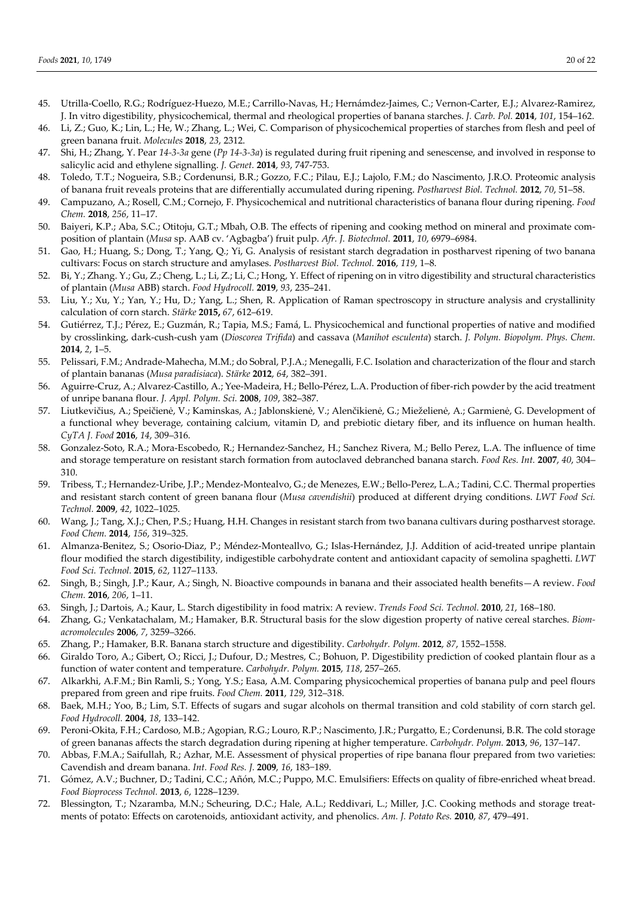45. Utrilla-Coello, R.G.; Rodríguez-Huezo, M.E.; Carrillo-Navas, H.; Hernámdez-Jaimes, C.; Vernon-Carter, E.J.; Alvarez-Ramirez, J. In vitro digestibility, physicochemical, thermal and rheological properties of banana starches. *J. Carb. Pol.* **2014**, *101*, 154–162.
46. Li, Z.; Guo, K.; Lin, L.; He, W.; Zhang, L.; Wei, C. Comparison of physicochemical properties of starches from flesh and peel of green banana fruit. *Molecules* **2018**, *23*, 2312.
47. Shi, H.; Zhang, Y. Pear *14-3-3a* gene (*Pp 14-3-3a*) is regulated during fruit ripening and senescense, and involved in response to salicylic acid and ethylene signalling. *J. Genet.* **2014**, *93*, 747-753.
48. Toledo, T.T.; Nogueira, S.B.; Cordenunsi, B.R.; Gozzo, F.C.; Pilau, E.J.; Lajolo, F.M.; do Nascimento, J.R.O. Proteomic analysis of banana fruit reveals proteins that are differentially accumulated during ripening. *Postharvest Biol. Technol.* **2012**, *70*, 51–58.
49. Campuzano, A.; Rosell, C.M.; Cornejo, F. Physicochemical and nutritional characteristics of banana flour during ripening. *Food Chem.* **2018**, *256*, 11–17.
50. Baiyeri, K.P.; Aba, S.C.; Otitoju, G.T.; Mbah, O.B. The effects of ripening and cooking method on mineral and proximate composition of plantain (*Musa* sp. AAB cv. 'Agbagba') fruit pulp. *Afr. J. Biotechnol.* **2011**, *10*, 6979–6984.
51. Gao, H.; Huang, S.; Dong, T.; Yang, Q.; Yi, G. Analysis of resistant starch degradation in postharvest ripening of two banana cultivars: Focus on starch structure and amylases. *Postharvest Biol. Technol.* **2016**, *119*, 1–8.
52. Bi, Y.; Zhang. Y.; Gu, Z.; Cheng, L.; Li, Z.; Li, C.; Hong, Y. Effect of ripening on in vitro digestibility and structural characteristics of plantain (*Musa* ABB) starch. *Food Hydrocoll.* **2019**, *93*, 235–241.
53. Liu, Y.; Xu, Y.; Yan, Y.; Hu, D.; Yang, L.; Shen, R. Application of Raman spectroscopy in structure analysis and crystallinity calculation of corn starch. *Stärke* **2015,** *67*, 612–619.
54. Gutiérrez, T.J.; Pérez, E.; Guzmán, R.; Tapia, M.S.; Famá, L. Physicochemical and functional properties of native and modified by crosslinking, dark-cush-cush yam (*Dioscorea Trifida*) and cassava (*Manihot esculenta*) starch. *J. Polym. Biopolym. Phys. Chem.* **2014**, *2*, 1–5.
55. Pelissari, F.M.; Andrade-Mahecha, M.M.; do Sobral, P.J.A.; Menegalli, F.C. Isolation and characterization of the flour and starch of plantain bananas (*Musa paradisiaca*). *Stärke* **2012**, *64*, 382–391.
56. Aguirre-Cruz, A.; Alvarez-Castillo, A.; Yee-Madeira, H.; Bello-Pérez, L.A. Production of fiber-rich powder by the acid treatment of unripe banana flour. *J. Appl. Polym. Sci.* **2008**, *109*, 382–387.
57. Liutkevičius, A.; Speičienė, V.; Kaminskas, A.; Jablonskienė, V.; Alenčikienė, G.; Mieželienė, A.; Garmienė, G. Development of a functional whey beverage, containing calcium, vitamin D, and prebiotic dietary fiber, and its influence on human health. *CyTA J. Food* **2016**, *14*, 309–316.
58. Gonzalez-Soto, R.A.; Mora-Escobedo, R.; Hernandez-Sanchez, H.; Sanchez Rivera, M.; Bello Perez, L.A. The influence of time and storage temperature on resistant starch formation from autoclaved debranched banana starch. *Food Res. Int.* **2007**, *40*, 304–310.
59. Tribess, T.; Hernandez-Uribe, J.P.; Mendez-Montealvo, G.; de Menezes, E.W.; Bello-Perez, L.A.; Tadini, C.C. Thermal properties and resistant starch content of green banana flour (*Musa cavendishii*) produced at different drying conditions. *LWT Food Sci. Technol.* **2009**, *42*, 1022–1025.
60. Wang, J.; Tang, X.J.; Chen, P.S.; Huang, H.H. Changes in resistant starch from two banana cultivars during postharvest storage. *Food Chem.* **2014**, *156*, 319–325.
61. Almanza-Benitez, S.; Osorio-Diaz, P.; Méndez-Monteallvo, G.; Islas-Hernández, J.J. Addition of acid-treated unripe plantain flour modified the starch digestibility, indigestible carbohydrate content and antioxidant capacity of semolina spaghetti. *LWT Food Sci. Technol.* **2015**, *62*, 1127–1133.
62. Singh, B.; Singh, J.P.; Kaur, A.; Singh, N. Bioactive compounds in banana and their associated health benefits—A review. *Food Chem.* **2016**, *206*, 1–11.
63. Singh, J.; Dartois, A.; Kaur, L. Starch digestibility in food matrix: A review. *Trends Food Sci. Technol.* **2010**, *21*, 168–180.
64. Zhang, G.; Venkatachalam, M.; Hamaker, B.R. Structural basis for the slow digestion property of native cereal starches. *Biomacromolecules* **2006**, *7*, 3259–3266.
65. Zhang, P.; Hamaker, B.R. Banana starch structure and digestibility. *Carbohydr. Polym.* **2012**, *87*, 1552–1558.
66. Giraldo Toro, A.; Gibert, O.; Ricci, J.; Dufour, D.; Mestres, C.; Bohuon, P. Digestibility prediction of cooked plantain flour as a function of water content and temperature. *Carbohydr. Polym.* **2015**, *118*, 257–265.
67. Alkarkhi, A.F.M.; Bin Ramli, S.; Yong, Y.S.; Easa, A.M. Comparing physicochemical properties of banana pulp and peel flours prepared from green and ripe fruits. *Food Chem.* **2011**, *129*, 312–318.
68. Baek, M.H.; Yoo, B.; Lim, S.T. Effects of sugars and sugar alcohols on thermal transition and cold stability of corn starch gel. *Food Hydrocoll.* **2004**, *18*, 133–142.
69. Peroni-Okita, F.H.; Cardoso, M.B.; Agopian, R.G.; Louro, R.P.; Nascimento, J.R.; Purgatto, E.; Cordenunsi, B.R. The cold storage of green bananas affects the starch degradation during ripening at higher temperature. *Carbohydr. Polym.* **2013**, *96*, 137–147.
70. Abbas, F.M.A.; Saifullah, R.; Azhar, M.E. Assessment of physical properties of ripe banana flour prepared from two varieties: Cavendish and dream banana. *Int. Food Res. J.* **2009**, *16*, 183–189.
71. Gómez, A.V.; Buchner, D.; Tadini, C.C.; Añón, M.C.; Puppo, M.C. Emulsifiers: Effects on quality of fibre-enriched wheat bread. *Food Bioprocess Technol.* **2013**, *6*, 1228–1239.
72. Blessington, T.; Nzaramba, M.N.; Scheuring, D.C.; Hale, A.L.; Reddivari, L.; Miller, J.C. Cooking methods and storage treatments of potato: Effects on carotenoids, antioxidant activity, and phenolics. *Am. J. Potato Res.* **2010**, *87*, 479–491.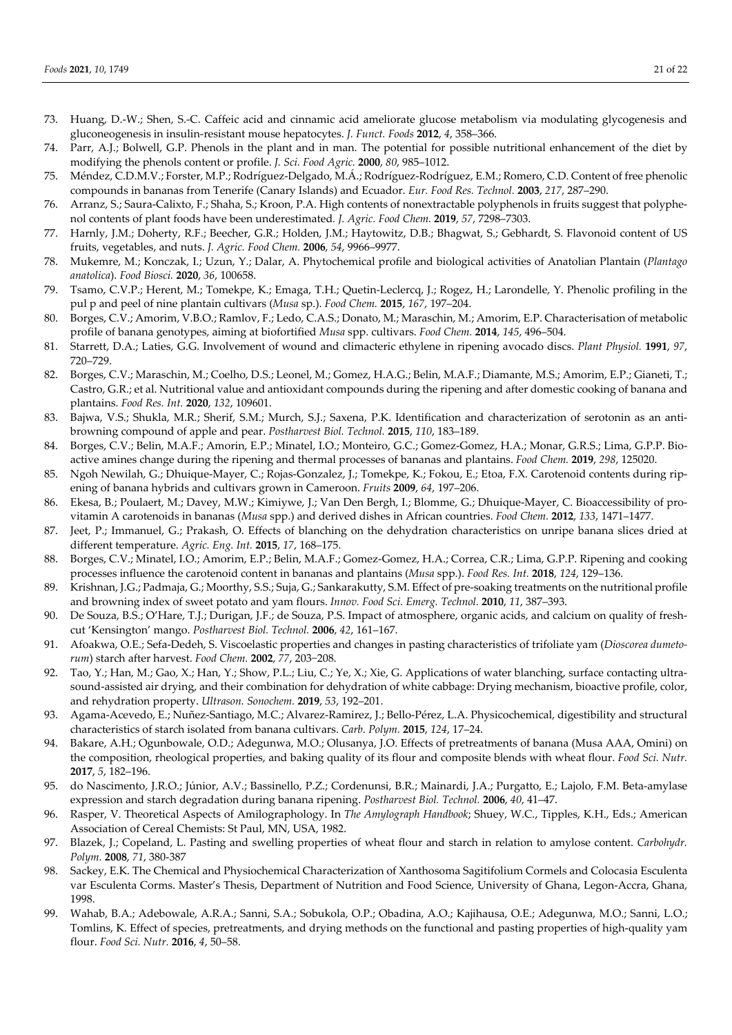73. Huang, D.-W.; Shen, S.-C. Caffeic acid and cinnamic acid ameliorate glucose metabolism via modulating glycogenesis and gluconeogenesis in insulin-resistant mouse hepatocytes. *J. Funct. Foods* **2012**, *4*, 358–366.
74. Parr, A.J.; Bolwell, G.P. Phenols in the plant and in man. The potential for possible nutritional enhancement of the diet by modifying the phenols content or profile. *J. Sci. Food Agric.* **2000**, *80*, 985–1012.
75. Méndez, C.D.M.V.; Forster, M.P.; Rodríguez-Delgado, M.Á.; Rodríguez-Rodríguez, E.M.; Romero, C.D. Content of free phenolic compounds in bananas from Tenerife (Canary Islands) and Ecuador. *Eur. Food Res. Technol.* **2003**, *217*, 287–290.
76. Arranz, S.; Saura-Calixto, F.; Shaha, S.; Kroon, P.A. High contents of nonextractable polyphenols in fruits suggest that polyphenol contents of plant foods have been underestimated. *J. Agric. Food Chem.* **2019**, *57*, 7298–7303.
77. Harnly, J.M.; Doherty, R.F.; Beecher, G.R.; Holden, J.M.; Haytowitz, D.B.; Bhagwat, S.; Gebhardt, S. Flavonoid content of US fruits, vegetables, and nuts. *J. Agric. Food Chem.* **2006**, *54*, 9966–9977.
78. Mukemre, M.; Konczak, I.; Uzun, Y.; Dalar, A. Phytochemical profile and biological activities of Anatolian Plantain (*Plantago anatolica*). *Food Biosci.* **2020**, *36*, 100658.
79. Tsamo, C.V.P.; Herent, M.; Tomekpe, K.; Emaga, T.H.; Quetin-Leclercq, J.; Rogez, H.; Larondelle, Y. Phenolic profiling in the pul p and peel of nine plantain cultivars (*Musa* sp.). *Food Chem.* **2015**, *167*, 197–204.
80. Borges, C.V.; Amorim, V.B.O.; Ramlov, F.; Ledo, C.A.S.; Donato, M.; Maraschin, M.; Amorim, E.P. Characterisation of metabolic profile of banana genotypes, aiming at biofortified *Musa* spp. cultivars. *Food Chem.* **2014**, *145*, 496–504.
81. Starrett, D.A.; Laties, G.G. Involvement of wound and climacteric ethylene in ripening avocado discs. *Plant Physiol.* **1991**, *97*, 720–729.
82. Borges, C.V.; Maraschin, M.; Coelho, D.S.; Leonel, M.; Gomez, H.A.G.; Belin, M.A.F.; Diamante, M.S.; Amorim, E.P.; Gianeti, T.; Castro, G.R.; et al. Nutritional value and antioxidant compounds during the ripening and after domestic cooking of banana and plantains. *Food Res. Int.* **2020**, *132*, 109601.
83. Bajwa, V.S.; Shukla, M.R.; Sherif, S.M.; Murch, S.J.; Saxena, P.K. Identification and characterization of serotonin as an anti-browning compound of apple and pear. *Postharvest Biol. Technol.* **2015**, *110*, 183–189.
84. Borges, C.V.; Belin, M.A.F.; Amorin, E.P.; Minatel, I.O.; Monteiro, G.C.; Gomez-Gomez, H.A.; Monar, G.R.S.; Lima, G.P.P. Bioactive amines change during the ripening and thermal processes of bananas and plantains. *Food Chem.* **2019**, *298*, 125020.
85. Ngoh Newilah, G.; Dhuique-Mayer, C.; Rojas-Gonzalez, J.; Tomekpe, K.; Fokou, E.; Etoa, F.X. Carotenoid contents during ripening of banana hybrids and cultivars grown in Cameroon. *Fruits* **2009**, *64*, 197–206.
86. Ekesa, B.; Poulaert, M.; Davey, M.W.; Kimiywe, J.; Van Den Bergh, I.; Blomme, G.; Dhuique-Mayer, C. Bioaccessibility of provitamin A carotenoids in bananas (*Musa* spp.) and derived dishes in African countries. *Food Chem.* **2012**, *133*, 1471–1477.
87. Jeet, P.; Immanuel, G.; Prakash, O. Effects of blanching on the dehydration characteristics on unripe banana slices dried at different temperature. *Agric. Eng. Int.* **2015**, *17*, 168–175.
88. Borges, C.V.; Minatel, I.O.; Amorim, E.P.; Belin, M.A.F.; Gomez-Gomez, H.A.; Correa, C.R.; Lima, G.P.P. Ripening and cooking processes influence the carotenoid content in bananas and plantains (*Musa* spp.). *Food Res. Int.* **2018**, *124*, 129–136.
89. Krishnan, J.G.; Padmaja, G.; Moorthy, S.S.; Suja, G.; Sankarakutty, S.M. Effect of pre-soaking treatments on the nutritional profile and browning index of sweet potato and yam flours. *Innov. Food Sci. Emerg. Technol.* **2010**, *11*, 387–393.
90. De Souza, B.S.; O'Hare, T.J.; Durigan, J.F.; de Souza, P.S. Impact of atmosphere, organic acids, and calcium on quality of fresh-cut 'Kensington' mango. *Postharvest Biol. Technol.* **2006**, *42*, 161–167.
91. Afoakwa, O.E.; Sefa-Dedeh, S. Viscoelastic properties and changes in pasting characteristics of trifoliate yam (*Dioscorea dumetorum*) starch after harvest. *Food Chem.* **2002**, *77*, 203–208.
92. Tao, Y.; Han, M.; Gao, X.; Han, Y.; Show, P.L.; Liu, C.; Ye, X.; Xie, G. Applications of water blanching, surface contacting ultrasound-assisted air drying, and their combination for dehydration of white cabbage: Drying mechanism, bioactive profile, color, and rehydration property. *Ultrason. Sonochem.* **2019**, *53*, 192–201.
93. Agama-Acevedo, E.; Nuñez-Santiago, M.C.; Alvarez-Ramirez, J.; Bello-Pérez, L.A. Physicochemical, digestibility and structural characteristics of starch isolated from banana cultivars. *Carb. Polym.* **2015**, *124*, 17–24.
94. Bakare, A.H.; Ogunbowale, O.D.; Adegunwa, M.O.; Olusanya, J.O. Effects of pretreatments of banana (Musa AAA, Omini) on the composition, rheological properties, and baking quality of its flour and composite blends with wheat flour. *Food Sci. Nutr.* **2017**, *5*, 182–196.
95. do Nascimento, J.R.O.; Júnior, A.V.; Bassinello, P.Z.; Cordenunsi, B.R.; Mainardi, J.A.; Purgatto, E.; Lajolo, F.M. Beta-amylase expression and starch degradation during banana ripening. *Postharvest Biol. Technol.* **2006**, *40*, 41–47.
96. Rasper, V. Theoretical Aspects of Amilographology. In *The Amylograph Handbook*; Shuey, W.C., Tipples, K.H., Eds.; American Association of Cereal Chemists: St Paul, MN, USA, 1982.
97. Blazek, J.; Copeland, L. Pasting and swelling properties of wheat flour and starch in relation to amylose content. *Carbohydr. Polym.* **2008**, *71*, 380-387
98. Sackey, E.K. The Chemical and Physiochemical Characterization of Xanthosoma Sagitifolium Cormels and Colocasia Esculenta var Esculenta Corms. Master's Thesis, Department of Nutrition and Food Science, University of Ghana, Legon-Accra, Ghana, 1998.
99. Wahab, B.A.; Adebowale, A.R.A.; Sanni, S.A.; Sobukola, O.P.; Obadina, A.O.; Kajihausa, O.E.; Adegunwa, M.O.; Sanni, L.O.; Tomlins, K. Effect of species, pretreatments, and drying methods on the functional and pasting properties of high-quality yam flour. *Food Sci. Nutr.* **2016**, *4*, 50–58.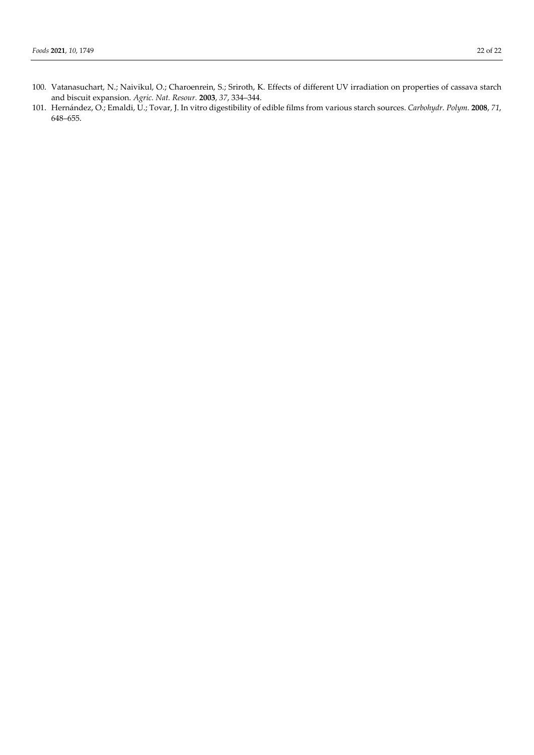100. Vatanasuchart, N.; Naivikul, O.; Charoenrein, S.; Sriroth, K. Effects of different UV irradiation on properties of cassava starch and biscuit expansion. *Agric. Nat. Resour.* **2003**, *37*, 334–344.
101. Hernández, O.; Emaldi, U.; Tovar, J. In vitro digestibility of edible films from various starch sources. *Carbohydr. Polym.* **2008**, *71*, 648–655.